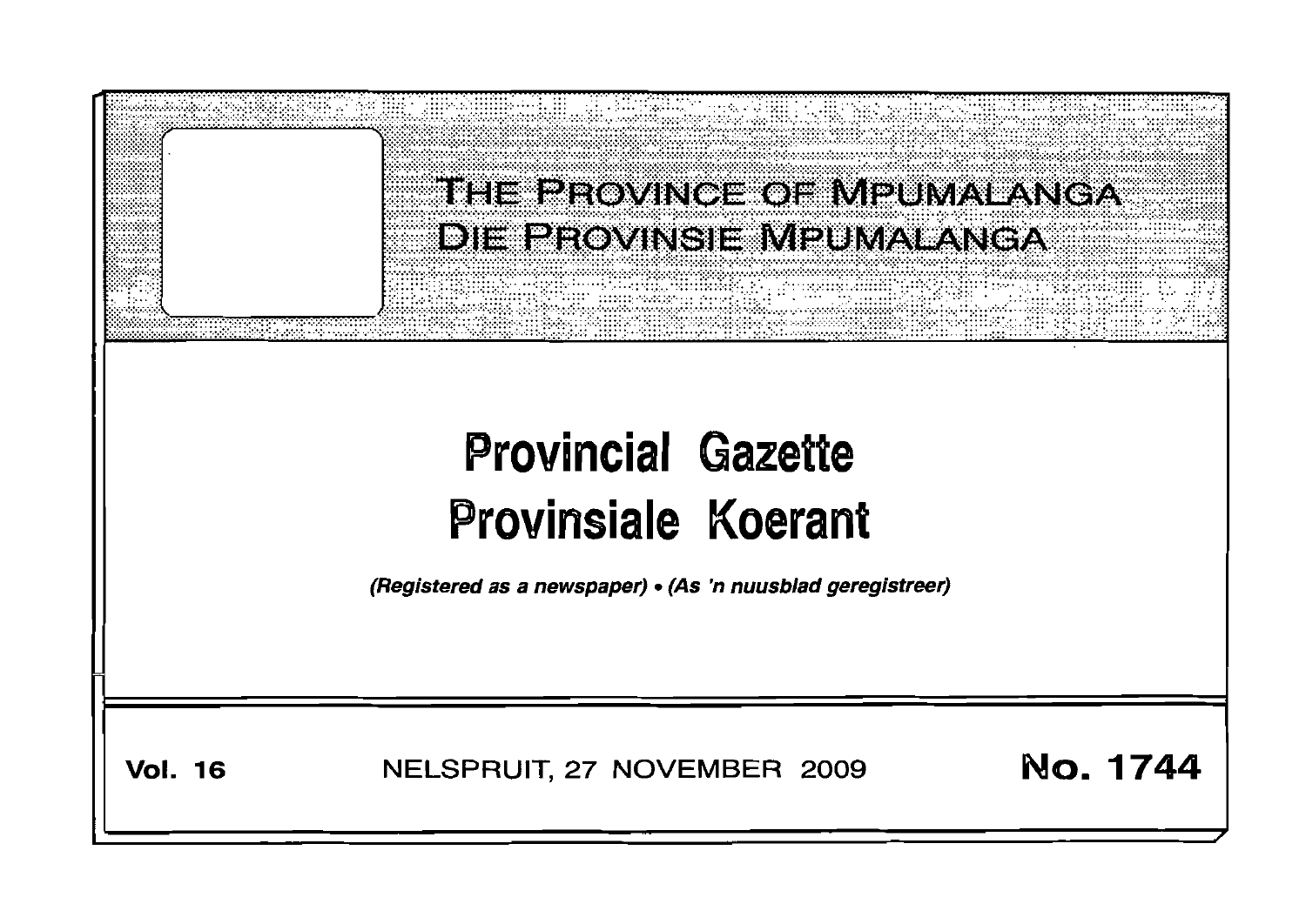# THE PROVINCE OF MPUMALANGA
# DIE PROVINSIE MPUMALANGA

# Provincial Gazette
# Provinsiale Koerant

*(Registered as a newspaper) • (As 'n nuusblad geregistreer)*

**Vol. 16** NELSPRUIT, 27 NOVEMBER 2009 **No. 1744**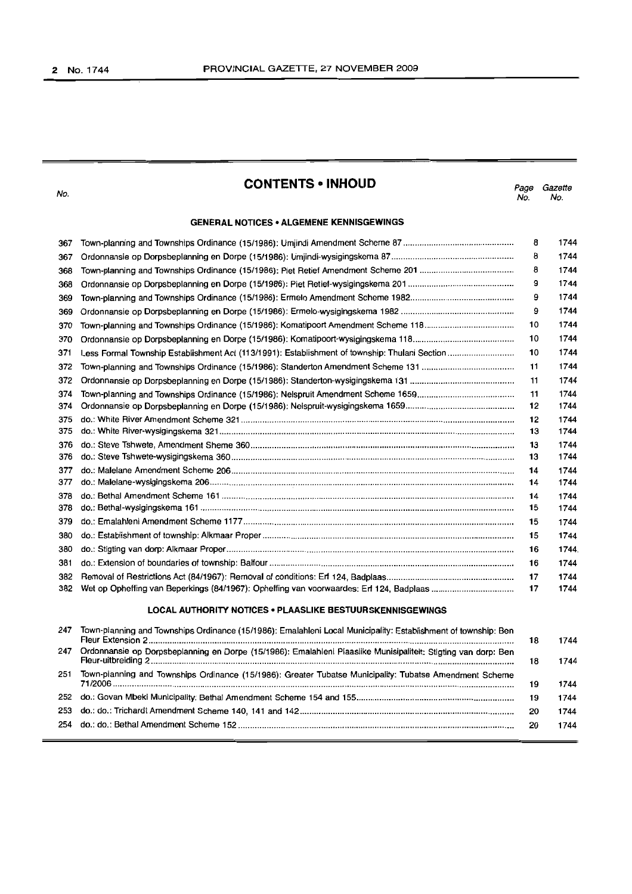## CONTENTS • INHOUD

| No. | | Page No. | Gazette No. |
|---|---|---|---|
| | **GENERAL NOTICES • ALGEMENE KENNISGEWINGS** | | |
| 367 | Town-planning and Townships Ordinance (15/1986): Umjindi Amendment Scheme 87 | 8 | 1744 |
| 367 | Ordonnansie op Dorpsbeplanning en Dorpe (15/1986): Umjindi-wysigingskema 87 | 8 | 1744 |
| 368 | Town-planning and Townships Ordinance (15/1986): Piet Retief Amendment Scheme 201 | 8 | 1744 |
| 368 | Ordonnansie op Dorpsbeplanning en Dorpe (15/1986): Piet Retief-wysigingskema 201 | 9 | 1744 |
| 369 | Town-planning and Townships Ordinance (15/1986): Ermelo Amendment Scheme 1982 | 9 | 1744 |
| 369 | Ordonnansie op Dorpsbeplanning en Dorpe (15/1986): Ermelo-wysigingskema 1982 | 9 | 1744 |
| 370 | Town-planning and Townships Ordinance (15/1986): Komatipoort Amendment Scheme 118 | 10 | 1744 |
| 370 | Ordonnansie op Dorpsbeplanning en Dorpe (15/1986): Komatipoort-wysigingskema 118 | 10 | 1744 |
| 371 | Less Formal Township Establishment Act (113/1991): Establishment of township: Thulani Section | 10 | 1744 |
| 372 | Town-planning and Townships Ordinance (15/1986): Standerton Amendment Scheme 131 | 11 | 1744 |
| 372 | Ordonnansie op Dorpsbeplanning en Dorpe (15/1986): Standerton-wysigingskema 131 | 11 | 1744 |
| 374 | Town-planning and Townships Ordinance (15/1986): Nelspruit Amendment Scheme 1659 | 11 | 1744 |
| 374 | Ordonnansie op Dorpsbeplanning en Dorpe (15/1986): Nelspruit-wysigingskema 1659 | 12 | 1744 |
| 375 | do.: White River Amendment Scheme 321 | 12 | 1744 |
| 375 | do.: White River-wysigingskema 321 | 13 | 1744 |
| 376 | do.: Steve Tshwete, Amendment Sheme 360 | 13 | 1744 |
| 376 | do.: Steve Tshwete-wysigingskema 360 | 13 | 1744 |
| 377 | do.: Malelane Amendment Scheme 206 | 14 | 1744 |
| 377 | do.: Malelane-wysigingskema 206 | 14 | 1744 |
| 378 | do.: Bethal Amendment Scheme 161 | 14 | 1744 |
| 378 | do.: Bethal-wysigingskema 161 | 15 | 1744 |
| 379 | do.: Emalahleni Amendment Scheme 1177 | 15 | 1744 |
| 380 | do.: Establishment of township: Alkmaar Proper | 15 | 1744 |
| 380 | do.: Stigting van dorp: Alkmaar Proper | 16 | 1744 |
| 381 | do.: Extension of boundaries of township: Balfour | 16 | 1744 |
| 382 | Removal of Restrictions Act (84/1967): Removal of conditions: Erf 124, Badplaas | 17 | 1744 |
| 382 | Wet op Opheffing van Beperkings (84/1967): Opheffing van voorwaardes: Erf 124, Badplaas | 17 | 1744 |
| | **LOCAL AUTHORITY NOTICES • PLAASLIKE BESTUURSKENNISGEWINGS** | | |
| 247 | Town-planning and Townships Ordinance (15/1986): Emalahleni Local Municipality: Establishment of township: Ben Fleur Extension 2 | 18 | 1744 |
| 247 | Ordonnansie op Dorpsbeplanning en Dorpe (15/1986): Emalahleni Plaaslike Munisipaliteit: Stigting van dorp: Ben Fleur-uitbreiding 2 | 18 | 1744 |
| 251 | Town-planning and Townships Ordinance (15/1986): Greater Tubatse Municipality: Tubatse Amendment Scheme 71/2006 | 19 | 1744 |
| 252 | do.: Govan Mbeki Municipality: Bethal Amendment Scheme 154 and 155 | 19 | 1744 |
| 253 | do.: do.: Trichardt Amendment Scheme 140, 141 and 142 | 20 | 1744 |
| 254 | do.: do.: Bethal Amendment Scheme 152 | 20 | 1744 |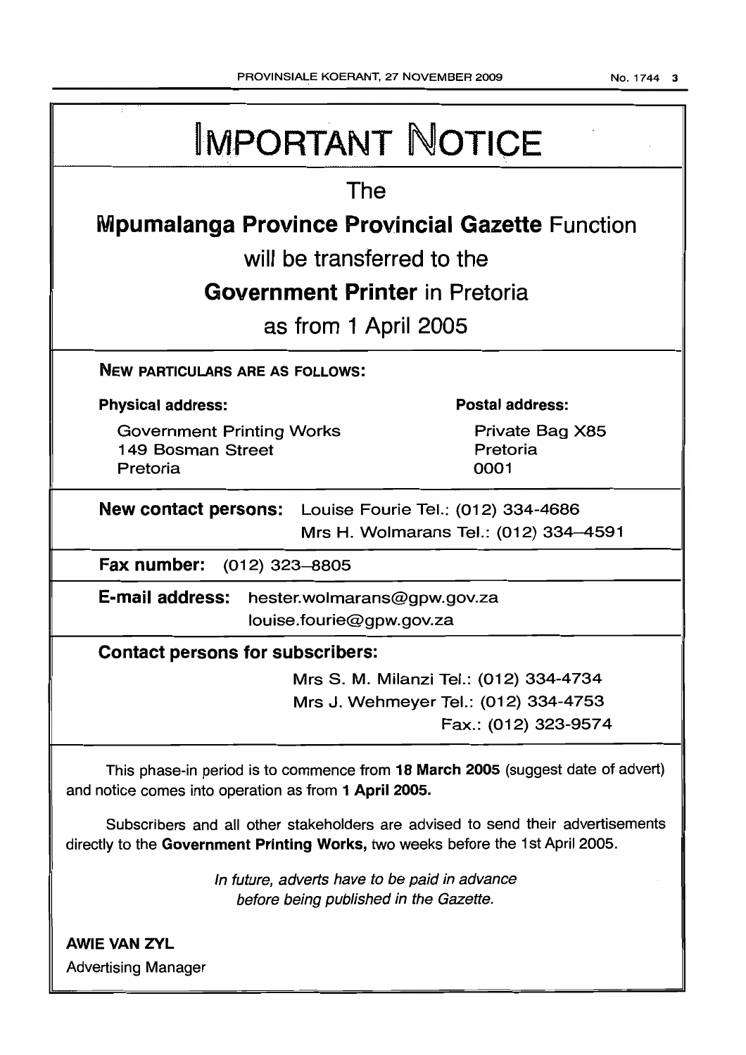# IMPORTANT NOTICE

## The

## **Mpumalanga Province Provincial Gazette** Function

## will be transferred to the

## **Government Printer** in Pretoria

## as from 1 April 2005

**NEW PARTICULARS ARE AS FOLLOWS:**

**Physical address:**

Government Printing Works
149 Bosman Street
Pretoria

**Postal address:**

Private Bag X85
Pretoria
0001

**New contact persons:** Louise Fourie Tel.: (012) 334-4686
Mrs H. Wolmarans Tel.: (012) 334–4591

**Fax number:** (012) 323–8805

**E-mail address:** hester.wolmarans@gpw.gov.za
louise.fourie@gpw.gov.za

**Contact persons for subscribers:**

Mrs S. M. Milanzi Tel.: (012) 334-4734
Mrs J. Wehmeyer Tel.: (012) 334-4753
Fax.: (012) 323-9574

This phase-in period is to commence from **18 March 2005** (suggest date of advert) and notice comes into operation as from **1 April 2005.**

Subscribers and all other stakeholders are advised to send their advertisements directly to the **Government Printing Works,** two weeks before the 1st April 2005.

*In future, adverts have to be paid in advance before being published in the Gazette.*

**AWIE VAN ZYL**
Advertising Manager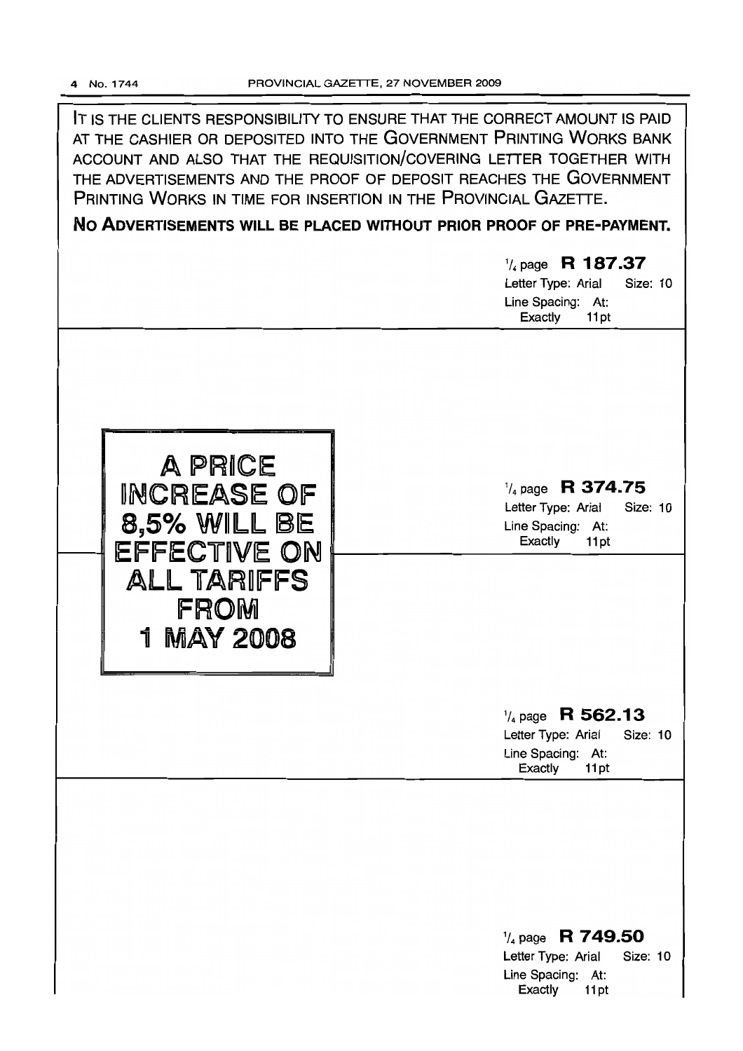IT IS THE CLIENTS RESPONSIBILITY TO ENSURE THAT THE CORRECT AMOUNT IS PAID AT THE CASHIER OR DEPOSITED INTO THE GOVERNMENT PRINTING WORKS BANK ACCOUNT AND ALSO THAT THE REQUISITION/COVERING LETTER TOGETHER WITH THE ADVERTISEMENTS AND THE PROOF OF DEPOSIT REACHES THE GOVERNMENT PRINTING WORKS IN TIME FOR INSERTION IN THE PROVINCIAL GAZETTE.

**NO ADVERTISEMENTS WILL BE PLACED WITHOUT PRIOR PROOF OF PRE-PAYMENT.**

1/4 page **R 187.37**
Letter Type: Arial Size: 10
Line Spacing: At: Exactly 11pt

**A PRICE INCREASE OF 8,5% WILL BE EFFECTIVE ON ALL TARIFFS FROM 1 MAY 2008**

1/4 page **R 374.75**
Letter Type: Arial Size: 10
Line Spacing: At: Exactly 11pt

1/4 page **R 562.13**
Letter Type: Arial Size: 10
Line Spacing: At: Exactly 11pt

1/4 page **R 749.50**
Letter Type: Arial Size: 10
Line Spacing: At: Exactly 11pt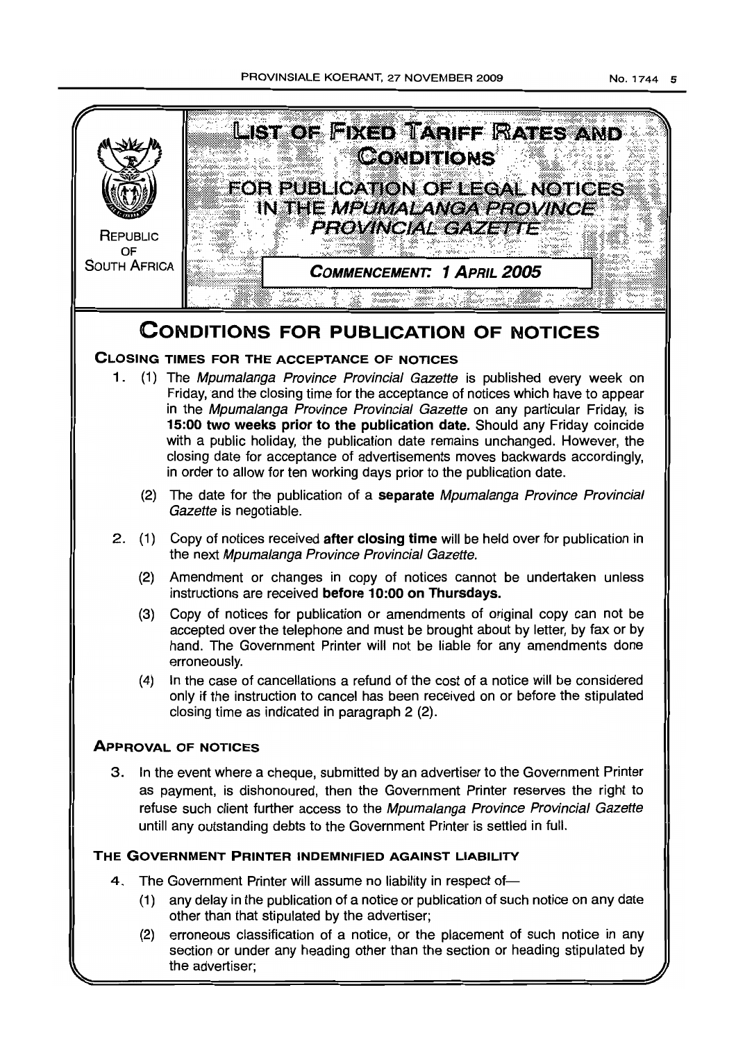REPUBLIC OF SOUTH AFRICA

# LIST OF FIXED TARIFF RATES AND CONDITIONS

## FOR PUBLICATION OF LEGAL NOTICES IN THE *MPUMALANGA PROVINCE PROVINCIAL GAZETTE*

**COMMENCEMENT: 1 APRIL 2005**

# CONDITIONS FOR PUBLICATION OF NOTICES

### CLOSING TIMES FOR THE ACCEPTANCE OF NOTICES

1. (1) The *Mpumalanga Province Provincial Gazette* is published every week on Friday, and the closing time for the acceptance of notices which have to appear in the *Mpumalanga Province Provincial Gazette* on any particular Friday, is **15:00 two weeks prior to the publication date.** Should any Friday coincide with a public holiday, the publication date remains unchanged. However, the closing date for acceptance of advertisements moves backwards accordingly, in order to allow for ten working days prior to the publication date.

   (2) The date for the publication of a **separate** *Mpumalanga Province Provincial Gazette* is negotiable.

2. (1) Copy of notices received **after closing time** will be held over for publication in the next *Mpumalanga Province Provincial Gazette.*

   (2) Amendment or changes in copy of notices cannot be undertaken unless instructions are received **before 10:00 on Thursdays.**

   (3) Copy of notices for publication or amendments of original copy can not be accepted over the telephone and must be brought about by letter, by fax or by hand. The Government Printer will not be liable for any amendments done erroneously.

   (4) In the case of cancellations a refund of the cost of a notice will be considered only if the instruction to cancel has been received on or before the stipulated closing time as indicated in paragraph 2 (2).

### APPROVAL OF NOTICES

3. In the event where a cheque, submitted by an advertiser to the Government Printer as payment, is dishonoured, then the Government Printer reserves the right to refuse such client further access to the *Mpumalanga Province Provincial Gazette* untill any outstanding debts to the Government Printer is settled in full.

### THE GOVERNMENT PRINTER INDEMNIFIED AGAINST LIABILITY

4. The Government Printer will assume no liability in respect of—

   (1) any delay in the publication of a notice or publication of such notice on any date other than that stipulated by the advertiser;

   (2) erroneous classification of a notice, or the placement of such notice in any section or under any heading other than the section or heading stipulated by the advertiser;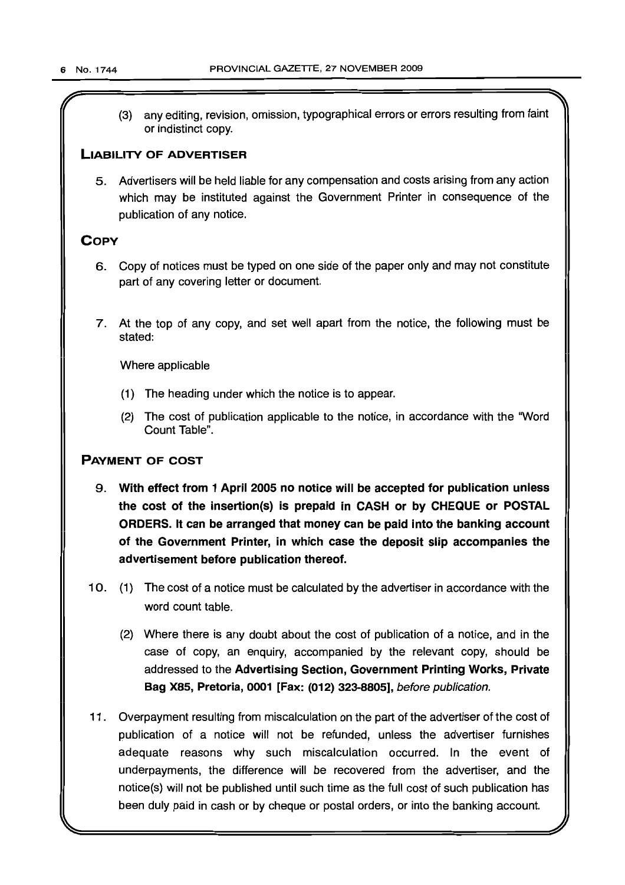(3) any editing, revision, omission, typographical errors or errors resulting from faint or indistinct copy.

## LIABILITY OF ADVERTISER

5. Advertisers will be held liable for any compensation and costs arising from any action which may be instituted against the Government Printer in consequence of the publication of any notice.

## COPY

6. Copy of notices must be typed on one side of the paper only and may not constitute part of any covering letter or document.

7. At the top of any copy, and set well apart from the notice, the following must be stated:

   Where applicable

   (1) The heading under which the notice is to appear.

   (2) The cost of publication applicable to the notice, in accordance with the "Word Count Table".

## PAYMENT OF COST

9. **With effect from 1 April 2005 no notice will be accepted for publication unless the cost of the insertion(s) is prepaid in CASH or by CHEQUE or POSTAL ORDERS. It can be arranged that money can be paid into the banking account of the Government Printer, in which case the deposit slip accompanies the advertisement before publication thereof.**

10. (1) The cost of a notice must be calculated by the advertiser in accordance with the word count table.

    (2) Where there is any doubt about the cost of publication of a notice, and in the case of copy, an enquiry, accompanied by the relevant copy, should be addressed to the **Advertising Section, Government Printing Works, Private Bag X85, Pretoria, 0001 [Fax: (012) 323-8805],** *before publication.*

11. Overpayment resulting from miscalculation on the part of the advertiser of the cost of publication of a notice will not be refunded, unless the advertiser furnishes adequate reasons why such miscalculation occurred. In the event of underpayments, the difference will be recovered from the advertiser, and the notice(s) will not be published until such time as the full cost of such publication has been duly paid in cash or by cheque or postal orders, or into the banking account.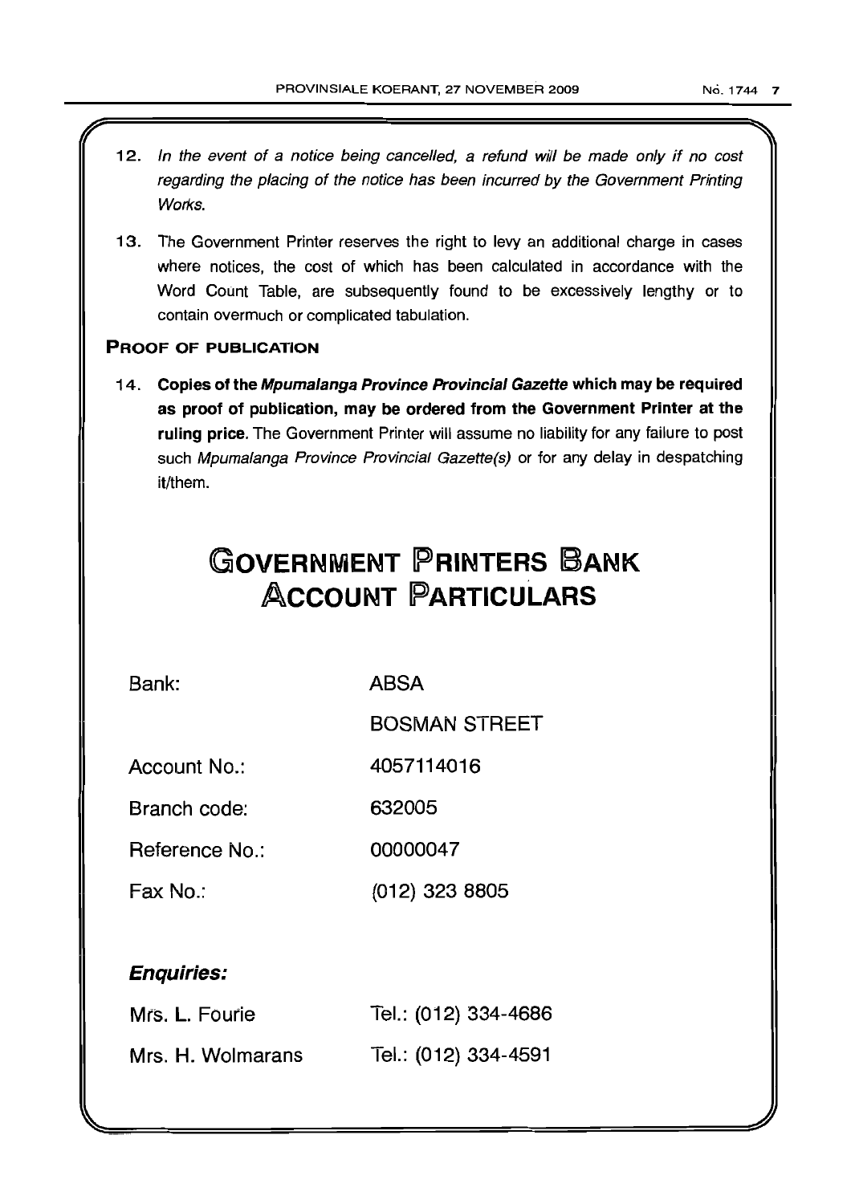12. *In the event of a notice being cancelled, a refund will be made only if no cost regarding the placing of the notice has been incurred by the Government Printing Works.*

13. The Government Printer reserves the right to levy an additional charge in cases where notices, the cost of which has been calculated in accordance with the Word Count Table, are subsequently found to be excessively lengthy or to contain overmuch or complicated tabulation.

**PROOF OF PUBLICATION**

14. **Copies of the *Mpumalanga Province Provincial Gazette* which may be required as proof of publication, may be ordered from the Government Printer at the ruling price.** The Government Printer will assume no liability for any failure to post such *Mpumalanga Province Provincial Gazette(s)* or for any delay in despatching it/them.

# GOVERNMENT PRINTERS BANK ACCOUNT PARTICULARS

| | |
|---|---|
| Bank: | ABSA |
| | BOSMAN STREET |
| Account No.: | 4057114016 |
| Branch code: | 632005 |
| Reference No.: | 00000047 |
| Fax No.: | (012) 323 8805 |

***Enquiries:***

| | |
|---|---|
| Mrs. L. Fourie | Tel.: (012) 334-4686 |
| Mrs. H. Wolmarans | Tel.: (012) 334-4591 |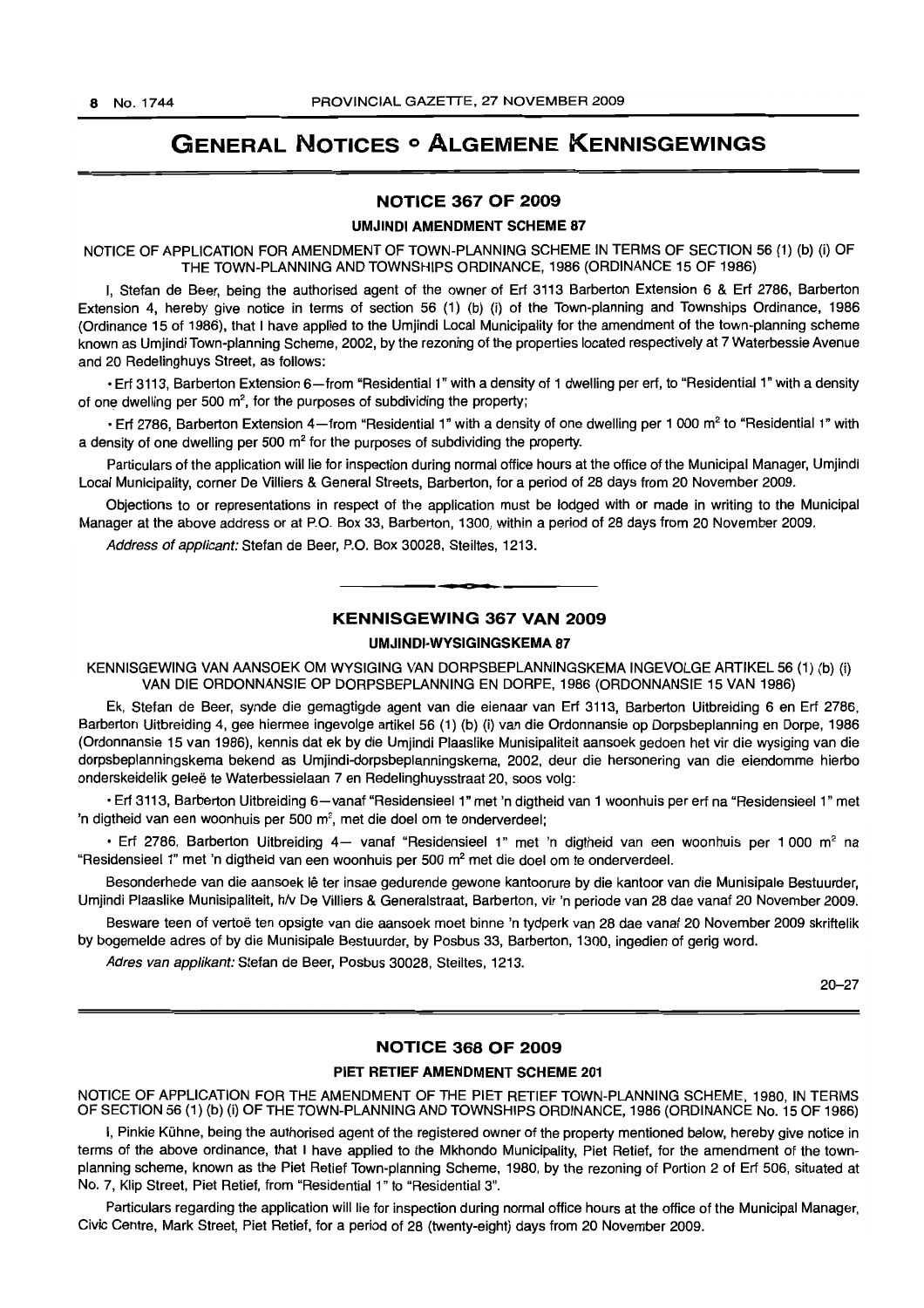# GENERAL NOTICES • ALGEMENE KENNISGEWINGS

## NOTICE 367 OF 2009

### UMJINDI AMENDMENT SCHEME 87

NOTICE OF APPLICATION FOR AMENDMENT OF TOWN-PLANNING SCHEME IN TERMS OF SECTION 56 (1) (b) (i) OF THE TOWN-PLANNING AND TOWNSHIPS ORDINANCE, 1986 (ORDINANCE 15 OF 1986)

I, Stefan de Beer, being the authorised agent of the owner of Erf 3113 Barberton Extension 6 & Erf 2786, Barberton Extension 4, hereby give notice in terms of section 56 (1) (b) (i) of the Town-planning and Townships Ordinance, 1986 (Ordinance 15 of 1986), that I have applied to the Umjindi Local Municipality for the amendment of the town-planning scheme known as Umjindi Town-planning Scheme, 2002, by the rezoning of the properties located respectively at 7 Waterbessie Avenue and 20 Redelinghuys Street, as follows:

• Erf 3113, Barberton Extension 6—from "Residential 1" with a density of 1 dwelling per erf, to "Residential 1" with a density of one dwelling per 500 m², for the purposes of subdividing the property;

• Erf 2786, Barberton Extension 4—from "Residential 1" with a density of one dwelling per 1 000 m² to "Residential 1" with a density of one dwelling per 500 m² for the purposes of subdividing the property.

Particulars of the application will lie for inspection during normal office hours at the office of the Municipal Manager, Umjindi Local Municipality, corner De Villiers & General Streets, Barberton, for a period of 28 days from 20 November 2009.

Objections to or representations in respect of the application must be lodged with or made in writing to the Municipal Manager at the above address or at P.O. Box 33, Barberton, 1300, within a period of 28 days from 20 November 2009.

*Address of applicant:* Stefan de Beer, P.O. Box 30028, Steiltes, 1213.

## KENNISGEWING 367 VAN 2009

### UMJINDI-WYSIGINGSKEMA 87

KENNISGEWING VAN AANSOEK OM WYSIGING VAN DORPSBEPLANNINGSKEMA INGEVOLGE ARTIKEL 56 (1) (b) (i) VAN DIE ORDONNANSIE OP DORPSBEPLANNING EN DORPE, 1986 (ORDONNANSIE 15 VAN 1986)

Ek, Stefan de Beer, synde die gemagtigde agent van die eienaar van Erf 3113, Barberton Uitbreiding 6 en Erf 2786, Barberton Uitbreiding 4, gee hiermee ingevolge artikel 56 (1) (b) (i) van die Ordonnansie op Dorpsbeplanning en Dorpe, 1986 (Ordonnansie 15 van 1986), kennis dat ek by die Umjindi Plaaslike Munisipaliteit aansoek gedoen het vir die wysiging van die dorpsbeplanningskema bekend as Umjindi-dorpsbeplanningskema, 2002, deur die hersonering van die eiendomme hierbo onderskeidelik geleë te Waterbessielaan 7 en Redelinghuysstraat 20, soos volg:

• Erf 3113, Barberton Uitbreiding 6—vanaf "Residensieel 1" met 'n digtheid van 1 woonhuis per erf na "Residensieel 1" met 'n digtheid van een woonhuis per 500 m², met die doel om te onderverdeel;

• Erf 2786, Barberton Uitbreiding 4— vanaf "Residensieel 1" met 'n digtheid van een woonhuis per 1 000 m² na "Residensieel 1" met 'n digtheid van een woonhuis per 500 m² met die doel om te onderverdeel.

Besonderhede van die aansoek lê ter insae gedurende gewone kantoorure by die kantoor van die Munisipale Bestuurder, Umjindi Plaaslike Munisipaliteit, h/v De Villiers & Generalstraat, Barberton, vir 'n periode van 28 dae vanaf 20 November 2009.

Besware teen of vertoë ten opsigte van die aansoek moet binne 'n tydperk van 28 dae vanaf 20 November 2009 skriftelik by bogemelde adres of by die Munisipale Bestuurder, by Posbus 33, Barberton, 1300, ingedien of gerig word.

*Adres van applikant:* Stefan de Beer, Posbus 30028, Steiltes, 1213.

20–27

## NOTICE 368 OF 2009

### PIET RETIEF AMENDMENT SCHEME 201

NOTICE OF APPLICATION FOR THE AMENDMENT OF THE PIET RETIEF TOWN-PLANNING SCHEME, 1980, IN TERMS OF SECTION 56 (1) (b) (i) OF THE TOWN-PLANNING AND TOWNSHIPS ORDINANCE, 1986 (ORDINANCE No. 15 OF 1986)

I, Pinkie Kühne, being the authorised agent of the registered owner of the property mentioned below, hereby give notice in terms of the above ordinance, that I have applied to the Mkhondo Municipality, Piet Retief, for the amendment of the town-planning scheme, known as the Piet Retief Town-planning Scheme, 1980, by the rezoning of Portion 2 of Erf 506, situated at No. 7, Klip Street, Piet Retief, from "Residential 1" to "Residential 3".

Particulars regarding the application will lie for inspection during normal office hours at the office of the Municipal Manager, Civic Centre, Mark Street, Piet Retief, for a period of 28 (twenty-eight) days from 20 November 2009.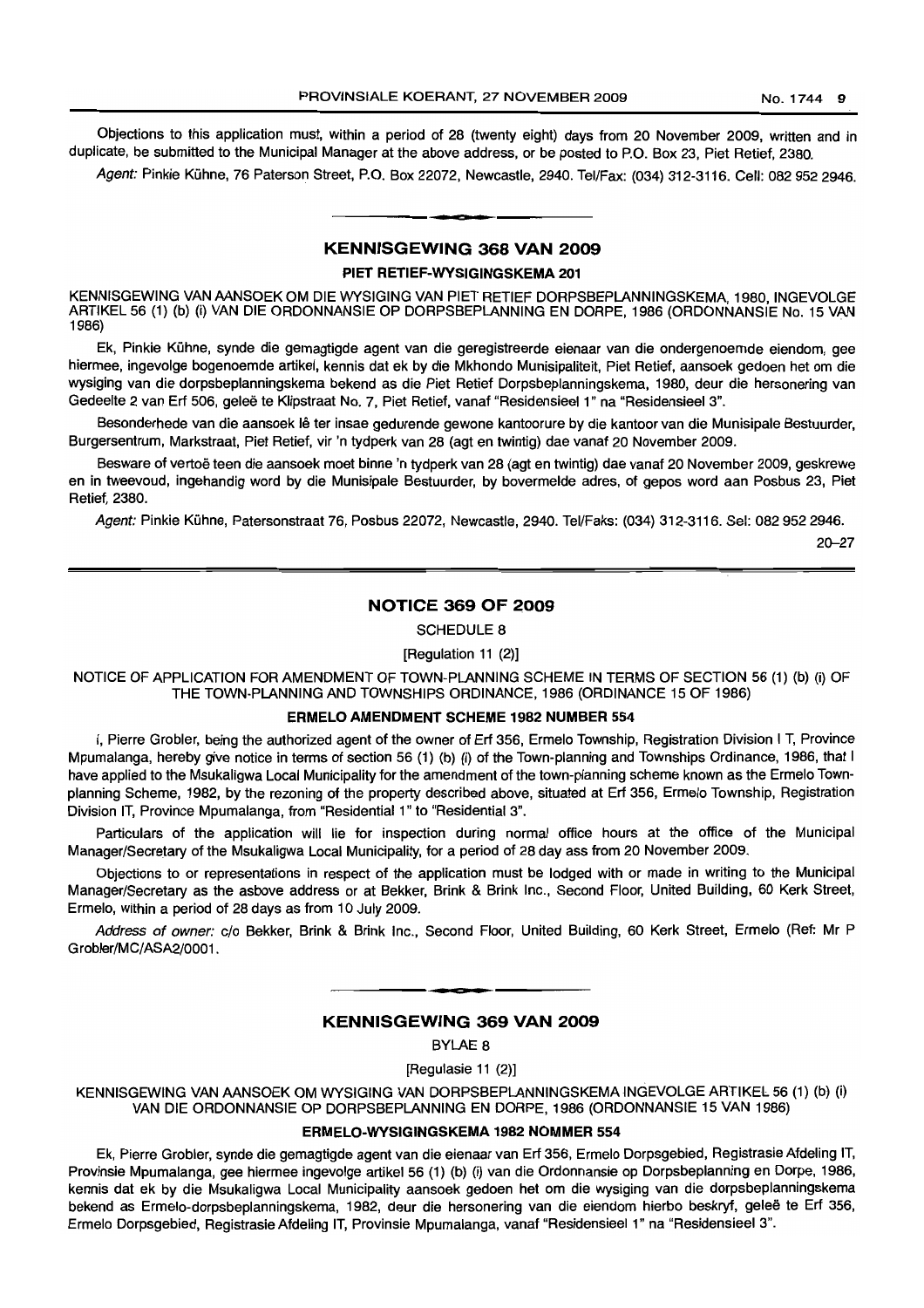Objections to this application must, within a period of 28 (twenty eight) days from 20 November 2009, written and in duplicate, be submitted to the Municipal Manager at the above address, or be posted to P.O. Box 23, Piet Retief, 2380.

*Agent:* Pinkie Kühne, 76 Paterson Street, P.O. Box 22072, Newcastle, 2940. Tel/Fax: (034) 312-3116. Cell: 082 952 2946.

## KENNISGEWING 368 VAN 2009

### PIET RETIEF-WYSIGINGSKEMA 201

KENNISGEWING VAN AANSOEK OM DIE WYSIGING VAN PIET RETIEF DORPSBEPLANNINGSKEMA, 1980, INGEVOLGE ARTIKEL 56 (1) (b) (i) VAN DIE ORDONNANSIE OP DORPSBEPLANNING EN DORPE, 1986 (ORDONNANSIE No. 15 VAN 1986)

Ek, Pinkie Kühne, synde die gemagtigde agent van die geregistreerde eienaar van die ondergenoemde eiendom, gee hiermee, ingevolge bogenoemde artikel, kennis dat ek by die Mkhondo Munisipaliteit, Piet Retief, aansoek gedoen het om die wysiging van die dorpsbeplanningskema bekend as die Piet Retief Dorpsbeplanningskema, 1980, deur die hersonering van Gedeelte 2 van Erf 506, geleë te Klipstraat No. 7, Piet Retief, vanaf "Residensieel 1" na "Residensieel 3".

Besonderhede van die aansoek lê ter insae gedurende gewone kantoorure by die kantoor van die Munisipale Bestuurder, Burgersentrum, Markstraat, Piet Retief, vir 'n tydperk van 28 (agt en twintig) dae vanaf 20 November 2009.

Besware of vertoë teen die aansoek moet binne 'n tydperk van 28 (agt en twintig) dae vanaf 20 November 2009, geskrewe en in tweevoud, ingehandig word by die Munisipale Bestuurder, by bovermelde adres, of gepos word aan Posbus 23, Piet Retief, 2380.

*Agent:* Pinkie Kühne, Patersonstraat 76, Posbus 22072, Newcastle, 2940. Tel/Faks: (034) 312-3116. Sel: 082 952 2946.

20–27

## NOTICE 369 OF 2009

SCHEDULE 8

[Regulation 11 (2)]

NOTICE OF APPLICATION FOR AMENDMENT OF TOWN-PLANNING SCHEME IN TERMS OF SECTION 56 (1) (b) (i) OF THE TOWN-PLANNING AND TOWNSHIPS ORDINANCE, 1986 (ORDINANCE 15 OF 1986)

### ERMELO AMENDMENT SCHEME 1982 NUMBER 554

I, Pierre Grobler, being the authorized agent of the owner of Erf 356, Ermelo Township, Registration Division I T, Province Mpumalanga, hereby give notice in terms of section 56 (1) (b) (i) of the Town-planning and Townships Ordinance, 1986, that I have applied to the Msukaligwa Local Municipality for the amendment of the town-planning scheme known as the Ermelo Town-planning Scheme, 1982, by the rezoning of the property described above, situated at Erf 356, Ermelo Township, Registration Division IT, Province Mpumalanga, from "Residential 1" to "Residential 3".

Particulars of the application will lie for inspection during normal office hours at the office of the Municipal Manager/Secretary of the Msukaligwa Local Municipality, for a period of 28 day ass from 20 November 2009.

Objections to or representations in respect of the application must be lodged with or made in writing to the Municipal Manager/Secretary as the asbove address or at Bekker, Brink & Brink Inc., Second Floor, United Building, 60 Kerk Street, Ermelo, within a period of 28 days as from 10 July 2009.

*Address of owner:* c/o Bekker, Brink & Brink Inc., Second Floor, United Building, 60 Kerk Street, Ermelo (Ref: Mr P Grobler/MC/ASA2/0001.

## KENNISGEWING 369 VAN 2009

BYLAE 8

[Regulasie 11 (2)]

KENNISGEWING VAN AANSOEK OM WYSIGING VAN DORPSBEPLANNINGSKEMA INGEVOLGE ARTIKEL 56 (1) (b) (i) VAN DIE ORDONNANSIE OP DORPSBEPLANNING EN DORPE, 1986 (ORDONNANSIE 15 VAN 1986)

### ERMELO-WYSIGINGSKEMA 1982 NOMMER 554

Ek, Pierre Grobler, synde die gemagtigde agent van die eienaar van Erf 356, Ermelo Dorpsgebied, Registrasie Afdeling IT, Provinsie Mpumalanga, gee hiermee ingevolge artikel 56 (1) (b) (i) van die Ordonnansie op Dorpsbeplanning en Dorpe, 1986, kennis dat ek by die Msukaligwa Local Municipality aansoek gedoen het om die wysiging van die dorpsbeplanningskema bekend as Ermelo-dorpsbeplanningskema, 1982, deur die hersonering van die eiendom hierbo beskryf, geleë te Erf 356, Ermelo Dorpsgebied, Registrasie Afdeling IT, Provinsie Mpumalanga, vanaf "Residensieel 1" na "Residensieel 3".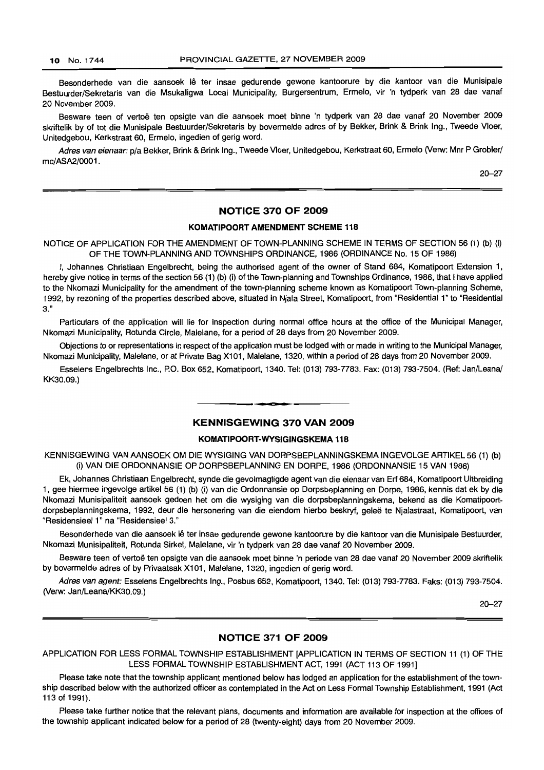Besonderhede van die aansoek lê ter insae gedurende gewone kantoorure by die kantoor van die Munisipale Bestuurder/Sekretaris van die Msukaligwa Local Municipality, Burgersentrum, Ermelo, vir 'n tydperk van 28 dae vanaf 20 November 2009.

Besware teen of vertoë ten opsigte van die aansoek moet binne 'n tydperk van 28 dae vanaf 20 November 2009 skriftelik by of tot die Munisipale Bestuurder/Sekretaris by bovermelde adres of by Bekker, Brink & Brink Ing., Tweede Vloer, Unitedgebou, Kerkstraat 60, Ermelo, ingedien of gerig word.

*Adres van eienaar:* p/a Bekker, Brink & Brink Ing., Tweede Vloer, Unitedgebou, Kerkstraat 60, Ermelo (Verw: Mnr P Grobler/mc/ASA2/0001.

20–27

## NOTICE 370 OF 2009

### KOMATIPOORT AMENDMENT SCHEME 118

NOTICE OF APPLICATION FOR THE AMENDMENT OF TOWN-PLANNING SCHEME IN TERMS OF SECTION 56 (1) (b) (i) OF THE TOWN-PLANNING AND TOWNSHIPS ORDINANCE, 1986 (ORDINANCE No. 15 OF 1986)

I, Johannes Christiaan Engelbrecht, being the authorised agent of the owner of Stand 684, Komatipoort Extension 1, hereby give notice in terms of the section 56 (1) (b) (i) of the Town-planning and Townships Ordinance, 1986, that I have applied to the Nkomazi Municipality for the amendment of the town-planning scheme known as Komatipoort Town-planning Scheme, 1992, by rezoning of the properties described above, situated in Njala Street, Komatipoort, from "Residential 1" to "Residential 3."

Particulars of the application will lie for inspection during normal office hours at the office of the Municipal Manager, Nkomazi Municipality, Rotunda Circle, Malelane, for a period of 28 days from 20 November 2009.

Objections to or representations in respect of the application must be lodged with or made in writing to the Municipal Manager, Nkomazi Municipality, Malelane, or at Private Bag X101, Malelane, 1320, within a period of 28 days from 20 November 2009.

Esselens Engelbrechts Inc., P.O. Box 652, Komatipoort, 1340. Tel: (013) 793-7783. Fax: (013) 793-7504. (Ref: Jan/Leana/KK30.09.)

## KENNISGEWING 370 VAN 2009

### KOMATIPOORT-WYSIGINGSKEMA 118

KENNISGEWING VAN AANSOEK OM DIE WYSIGING VAN DORPSBEPLANNINGSKEMA INGEVOLGE ARTIKEL 56 (1) (b) (i) VAN DIE ORDONNANSIE OP DORPSBEPLANNING EN DORPE, 1986 (ORDONNANSIE 15 VAN 1986)

Ek, Johannes Christiaan Engelbrecht, synde die gevolmagtigde agent van die eienaar van Erf 684, Komatipoort Uitbreiding 1, gee hiermee ingevolge artikel 56 (1) (b) (i) van die Ordonnansie op Dorpsbeplanning en Dorpe, 1986, kennis dat ek by die Nkomazi Munisipaliteit aansoek gedoen het om die wysiging van die dorpsbeplanningskema, bekend as die Komatipoort-dorpsbeplanningskema, 1992, deur die hersonering van die eiendom hierbo beskryf, geleë te Njalastraat, Komatipoort, van "Residensieel 1" na "Residensieel 3."

Besonderhede van die aansoek lê ter insae gedurende gewone kantoorure by die kantoor van die Munisipale Bestuurder, Nkomazi Munisipaliteit, Rotunda Sirkel, Malelane, vir 'n tydperk van 28 dae vanaf 20 November 2009.

Besware teen of vertoë ten opsigte van die aansoek moet binne 'n periode van 28 dae vanaf 20 November 2009 skriftelik by bovermelde adres of by Privaatsak X101, Malelane, 1320, ingedien of gerig word.

*Adres van agent:* Esselens Engelbrechts Ing., Posbus 652, Komatipoort, 1340. Tel: (013) 793-7783. Faks: (013) 793-7504. (Verw: Jan/Leana/KK30.09.)

20–27

## NOTICE 371 OF 2009

APPLICATION FOR LESS FORMAL TOWNSHIP ESTABLISHMENT [APPLICATION IN TERMS OF SECTION 11 (1) OF THE LESS FORMAL TOWNSHIP ESTABLISHMENT ACT, 1991 (ACT 113 OF 1991]

Please take note that the township applicant mentioned below has lodged an application for the establishment of the township described below with the authorized officer as contemplated in the Act on Less Formal Township Establishment, 1991 (Act 113 of 1991).

Please take further notice that the relevant plans, documents and information are available for inspection at the offices of the township applicant indicated below for a period of 28 (twenty-eight) days from 20 November 2009.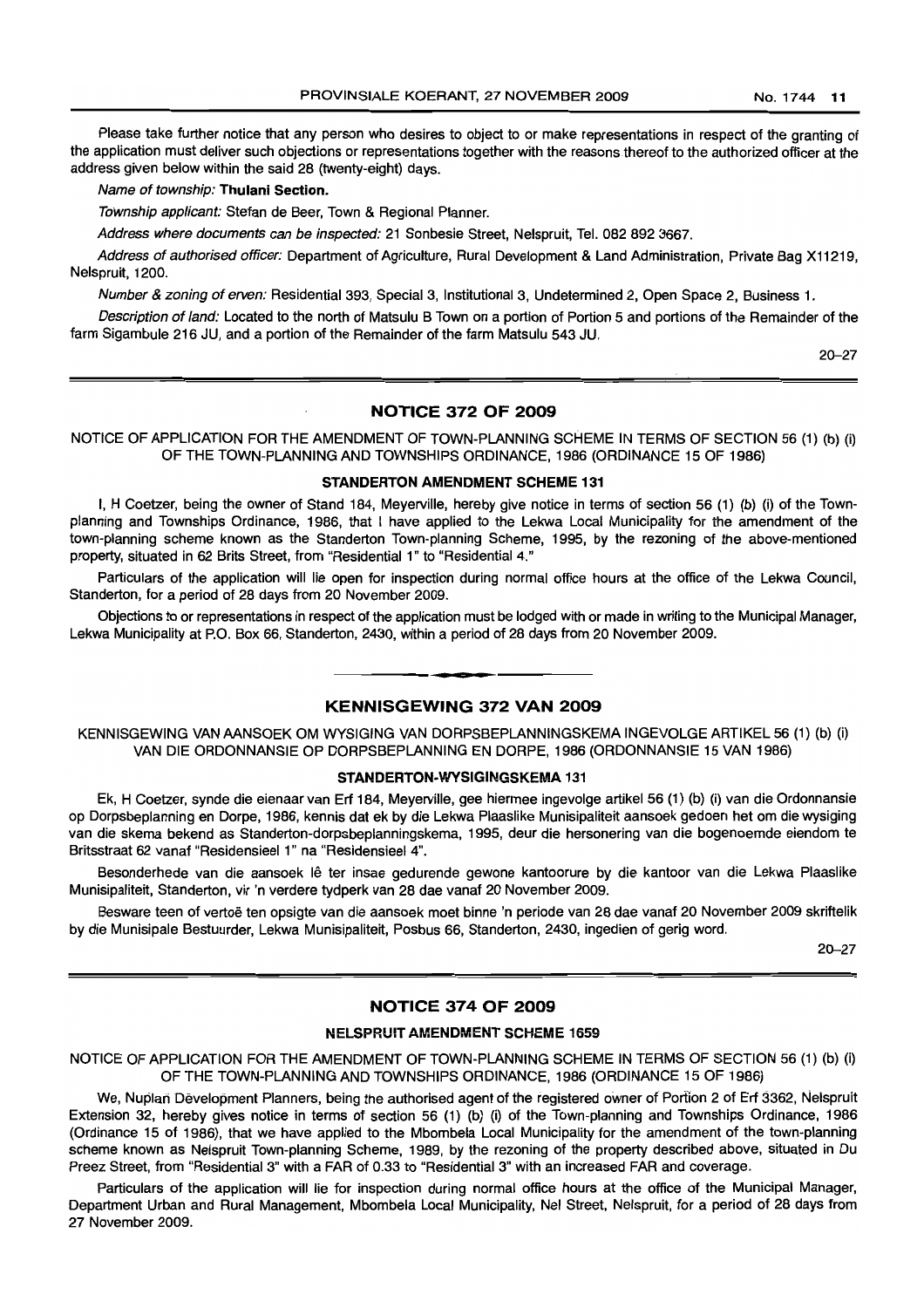Please take further notice that any person who desires to object to or make representations in respect of the granting of the application must deliver such objections or representations together with the reasons thereof to the authorized officer at the address given below within the said 28 (twenty-eight) days.

*Name of township:* **Thulani Section.**

*Township applicant:* Stefan de Beer, Town & Regional Planner.

*Address where documents can be inspected:* 21 Sonbesie Street, Nelspruit, Tel. 082 892 3667.

*Address of authorised officer:* Department of Agriculture, Rural Development & Land Administration, Private Bag X11219, Nelspruit, 1200.

*Number & zoning of erven:* Residential 393, Special 3, Institutional 3, Undetermined 2, Open Space 2, Business 1.

*Description of land:* Located to the north of Matsulu B Town on a portion of Portion 5 and portions of the Remainder of the farm Sigambule 216 JU, and a portion of the Remainder of the farm Matsulu 543 JU.

20–27

## NOTICE 372 OF 2009

NOTICE OF APPLICATION FOR THE AMENDMENT OF TOWN-PLANNING SCHEME IN TERMS OF SECTION 56 (1) (b) (i) OF THE TOWN-PLANNING AND TOWNSHIPS ORDINANCE, 1986 (ORDINANCE 15 OF 1986)

### STANDERTON AMENDMENT SCHEME 131

I, H Coetzer, being the owner of Stand 184, Meyerville, hereby give notice in terms of section 56 (1) (b) (i) of the Town-planning and Townships Ordinance, 1986, that I have applied to the Lekwa Local Municipality for the amendment of the town-planning scheme known as the Standerton Town-planning Scheme, 1995, by the rezoning of the above-mentioned property, situated in 62 Brits Street, from "Residential 1" to "Residential 4."

Particulars of the application will lie open for inspection during normal office hours at the office of the Lekwa Council, Standerton, for a period of 28 days from 20 November 2009.

Objections to or representations in respect of the application must be lodged with or made in writing to the Municipal Manager, Lekwa Municipality at P.O. Box 66, Standerton, 2430, within a period of 28 days from 20 November 2009.

## KENNISGEWING 372 VAN 2009

KENNISGEWING VAN AANSOEK OM WYSIGING VAN DORPSBEPLANNINGSKEMA INGEVOLGE ARTIKEL 56 (1) (b) (i) VAN DIE ORDONNANSIE OP DORPSBEPLANNING EN DORPE, 1986 (ORDONNANSIE 15 VAN 1986)

### STANDERTON-WYSIGINGSKEMA 131

Ek, H Coetzer, synde die eienaar van Erf 184, Meyerville, gee hiermee ingevolge artikel 56 (1) (b) (i) van die Ordonnansie op Dorpsbeplanning en Dorpe, 1986, kennis dat ek by die Lekwa Plaaslike Munisipaliteit aansoek gedoen het om die wysiging van die skema bekend as Standerton-dorpsbeplanningskema, 1995, deur die hersonering van die bogenoemde eiendom te Britsstraat 62 vanaf "Residensieel 1" na "Residensieel 4".

Besonderhede van die aansoek lê ter insae gedurende gewone kantoorure by die kantoor van die Lekwa Plaaslike Munisipaliteit, Standerton, vir 'n verdere tydperk van 28 dae vanaf 20 November 2009.

Besware teen of vertoë ten opsigte van die aansoek moet binne 'n periode van 28 dae vanaf 20 November 2009 skriftelik by die Munisipale Bestuurder, Lekwa Munisipaliteit, Posbus 66, Standerton, 2430, ingedien of gerig word.

20–27

## NOTICE 374 OF 2009

### NELSPRUIT AMENDMENT SCHEME 1659

NOTICE OF APPLICATION FOR THE AMENDMENT OF TOWN-PLANNING SCHEME IN TERMS OF SECTION 56 (1) (b) (i) OF THE TOWN-PLANNING AND TOWNSHIPS ORDINANCE, 1986 (ORDINANCE 15 OF 1986)

We, Nuplan Development Planners, being the authorised agent of the registered owner of Portion 2 of Erf 3362, Nelspruit Extension 32, hereby gives notice in terms of section 56 (1) (b) (i) of the Town-planning and Townships Ordinance, 1986 (Ordinance 15 of 1986), that we have applied to the Mbombela Local Municipality for the amendment of the town-planning scheme known as Nelspruit Town-planning Scheme, 1989, by the rezoning of the property described above, situated in Du Preez Street, from "Residential 3" with a FAR of 0.33 to "Residential 3" with an increased FAR and coverage.

Particulars of the application will lie for inspection during normal office hours at the office of the Municipal Manager, Department Urban and Rural Management, Mbombela Local Municipality, Nel Street, Nelspruit, for a period of 28 days from 27 November 2009.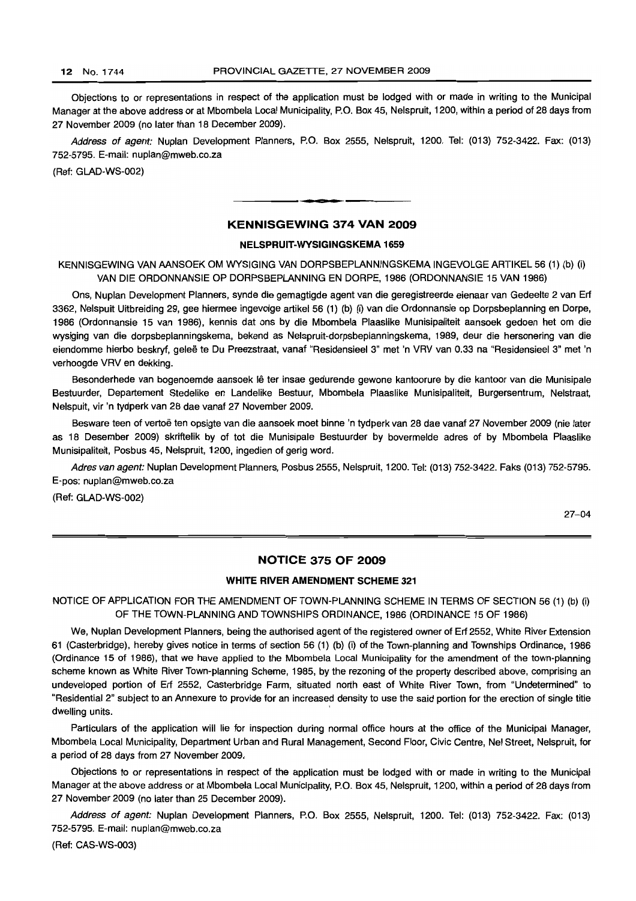Objections to or representations in respect of the application must be lodged with or made in writing to the Municipal Manager at the above address or at Mbombela Local Municipality, P.O. Box 45, Nelspruit, 1200, within a period of 28 days from 27 November 2009 (no later than 18 December 2009).

*Address of agent:* Nuplan Development Planners, P.O. Box 2555, Nelspruit, 1200. Tel: (013) 752-3422. Fax: (013) 752-5795. E-mail: nuplan@mweb.co.za

(Ref: GLAD-WS-002)

## KENNISGEWING 374 VAN 2009

### NELSPRUIT-WYSIGINGSKEMA 1659

KENNISGEWING VAN AANSOEK OM WYSIGING VAN DORPSBEPLANNINGSKEMA INGEVOLGE ARTIKEL 56 (1) (b) (i) VAN DIE ORDONNANSIE OP DORPSBEPLANNING EN DORPE, 1986 (ORDONNANSIE 15 VAN 1986)

Ons, Nuplan Development Planners, synde die gemagtigde agent van die geregistreerde eienaar van Gedeelte 2 van Erf 3362, Nelspuit Uitbreiding 29, gee hiermee ingevolge artikel 56 (1) (b) (i) van die Ordonnansie op Dorpsbeplanning en Dorpe, 1986 (Ordonnansie 15 van 1986), kennis dat ons by die Mbombela Plaaslike Munisipaliteit aansoek gedoen het om die wysiging van die dorpsbeplanningskema, bekend as Nelspruit-dorpsbeplanningskema, 1989, deur die hersonering van die eiendomme hierbo beskryf, geleë te Du Preezstraat, vanaf "Residensieel 3" met 'n VRV van 0.33 na "Residensieel 3" met 'n verhoogde VRV en dekking.

Besonderhede van bogenoemde aansoek lê ter insae gedurende gewone kantoorure by die kantoor van die Munisipale Bestuurder, Departement Stedelike en Landelike Bestuur, Mbombela Plaaslike Munisipaliteit, Burgersentrum, Nelstraat, Nelspuit, vir 'n tydperk van 28 dae vanaf 27 November 2009.

Besware teen of vertoë ten opsigte van die aansoek moet binne 'n tydperk van 28 dae vanaf 27 November 2009 (nie later as 18 Desember 2009) skriftelik by of tot die Munisipale Bestuurder by bovermelde adres of by Mbombela Plaaslike Munisipaliteit, Posbus 45, Nelspruit, 1200, ingedien of gerig word.

*Adres van agent:* Nuplan Development Planners, Posbus 2555, Nelspruit, 1200. Tel: (013) 752-3422. Faks (013) 752-5795. E-pos: nuplan@mweb.co.za

(Ref: GLAD-WS-002)

27–04

## NOTICE 375 OF 2009

### WHITE RIVER AMENDMENT SCHEME 321

NOTICE OF APPLICATION FOR THE AMENDMENT OF TOWN-PLANNING SCHEME IN TERMS OF SECTION 56 (1) (b) (i) OF THE TOWN-PLANNING AND TOWNSHIPS ORDINANCE, 1986 (ORDINANCE 15 OF 1986)

We, Nuplan Development Planners, being the authorised agent of the registered owner of Erf 2552, White River Extension 61 (Casterbridge), hereby gives notice in terms of section 56 (1) (b) (i) of the Town-planning and Townships Ordinance, 1986 (Ordinance 15 of 1986), that we have applied to the Mbombela Local Municipality for the amendment of the town-planning scheme known as White River Town-planning Scheme, 1985, by the rezoning of the property described above, comprising an undeveloped portion of Erf 2552, Casterbridge Farm, situated north east of White River Town, from "Undetermined" to "Residential 2" subject to an Annexure to provide for an increased density to use the said portion for the erection of single title dwelling units.

Particulars of the application will lie for inspection during normal office hours at the office of the Municipal Manager, Mbombela Local Municipality, Department Urban and Rural Management, Second Floor, Civic Centre, Nel Street, Nelspruit, for a period of 28 days from 27 November 2009.

Objections to or representations in respect of the application must be lodged with or made in writing to the Municipal Manager at the above address or at Mbombela Local Municipality, P.O. Box 45, Nelspruit, 1200, within a period of 28 days from 27 November 2009 (no later than 25 December 2009).

*Address of agent:* Nuplan Development Planners, P.O. Box 2555, Nelspruit, 1200. Tel: (013) 752-3422. Fax: (013) 752-5795. E-mail: nuplan@mweb.co.za

(Ref: CAS-WS-003)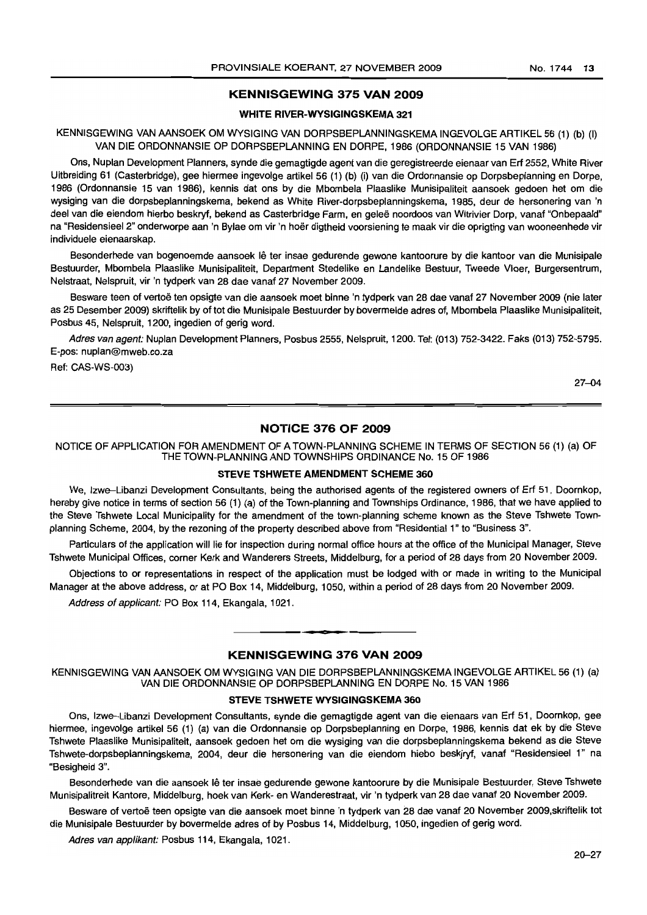## KENNISGEWING 375 VAN 2009

### WHITE RIVER-WYSIGINGSKEMA 321

KENNISGEWING VAN AANSOEK OM WYSIGING VAN DORPSBEPLANNINGSKEMA INGEVOLGE ARTIKEL 56 (1) (b) (I) VAN DIE ORDONNANSIE OP DORPSBEPLANNING EN DORPE, 1986 (ORDONNANSIE 15 VAN 1986)

Ons, Nuplan Development Planners, synde die gemagtigde agent van die geregistreerde eienaar van Erf 2552, White River Uitbreiding 61 (Casterbridge), gee hiermee ingevolge artikel 56 (1) (b) (i) van die Ordonnansie op Dorpsbeplanning en Dorpe, 1986 (Ordonnansie 15 van 1986), kennis dat ons by die Mbombela Plaaslike Munisipaliteit aansoek gedoen het om die wysiging van die dorpsbeplanningskema, bekend as White River-dorpsbeplanningskema, 1985, deur de hersonering van 'n deel van die eiendom hierbo beskryf, bekend as Casterbridge Farm, en geleë noordoos van Witrivier Dorp, vanaf "Onbepaald" na "Residensieel 2" onderworpe aan 'n Bylae om vir 'n hoër digtheid voorsiening te maak vir die oprigting van wooneenhede vir individuele eienaarskap.

Besonderhede van bogenoemde aansoek lê ter insae gedurende gewone kantoorure by die kantoor van die Munisipale Bestuurder, Mbombela Plaaslike Munisipaliteit, Department Stedelike en Landelike Bestuur, Tweede Vloer, Burgersentrum, Nelstraat, Nelspruit, vir 'n tydperk van 28 dae vanaf 27 November 2009.

Besware teen of vertoë ten opsigte van die aansoek moet binne 'n tydperk van 28 dae vanaf 27 November 2009 (nie later as 25 Desember 2009) skriftelik by of tot die Munisipale Bestuurder by bovermelde adres of, Mbombela Plaaslike Munisipaliteit, Posbus 45, Nelspruit, 1200, ingedien of gerig word.

*Adres van agent:* Nuplan Development Planners, Posbus 2555, Nelspruit, 1200. Tel: (013) 752-3422. Faks (013) 752-5795. E-pos: nuplan@mweb.co.za

Ref: CAS-WS-003)

27–04

## NOTICE 376 OF 2009

NOTICE OF APPLICATION FOR AMENDMENT OF A TOWN-PLANNING SCHEME IN TERMS OF SECTION 56 (1) (a) OF THE TOWN-PLANNING AND TOWNSHIPS ORDINANCE No. 15 OF 1986

### STEVE TSHWETE AMENDMENT SCHEME 360

We, Izwe–Libanzi Development Consultants, being the authorised agents of the registered owners of Erf 51, Doornkop, hereby give notice in terms of section 56 (1) (a) of the Town-planning and Townships Ordinance, 1986, that we have applied to the Steve Tshwete Local Municipality for the amendment of the town-planning scheme known as the Steve Tshwete Town-planning Scheme, 2004, by the rezoning of the property described above from "Residential 1" to "Business 3".

Particulars of the application will lie for inspection during normal office hours at the office of the Municipal Manager, Steve Tshwete Municipal Offices, corner Kerk and Wanderers Streets, Middelburg, for a period of 28 days from 20 November 2009.

Objections to or representations in respect of the application must be lodged with or made in writing to the Municipal Manager at the above address, or at PO Box 14, Middelburg, 1050, within a period of 28 days from 20 November 2009.

*Address of applicant:* PO Box 114, Ekangala, 1021.

---

## KENNISGEWING 376 VAN 2009

KENNISGEWING VAN AANSOEK OM WYSIGING VAN DIE DORPSBEPLANNINGSKEMA INGEVOLGE ARTIKEL 56 (1) (a) VAN DIE ORDONNANSIE OP DORPSBEPLANNING EN DORPE No. 15 VAN 1986

### STEVE TSHWETE WYSIGINGSKEMA 360

Ons, Izwe–Libanzi Development Consultants, synde die gemagtigde agent van die eienaars van Erf 51, Doornkop, gee hiermee, ingevolge artikel 56 (1) (a) van die Ordonnansie op Dorpsbeplanning en Dorpe, 1986, kennis dat ek by die Steve Tshwete Plaaslike Munisipaliteit, aansoek gedoen het om die wysiging van die dorpsbeplanningskema bekend as die Steve Tshwete-dorpsbeplanningskema, 2004, deur die hersonering van die eiendom hiebo beskryf, vanaf "Residensieel 1" na "Besigheid 3".

Besonderhede van die aansoek lê ter insae gedurende gewone kantoorure by die Munisipale Bestuurder, Steve Tshwete Munisipalitreit Kantore, Middelburg, hoek van Kerk- en Wanderestraat, vir 'n tydperk van 28 dae vanaf 20 November 2009.

Besware of vertoë teen opsigte van die aansoek moet binne 'n tydperk van 28 dae vanaf 20 November 2009,skriftelik tot die Munisipale Bestuurder by bovermelde adres of by Posbus 14, Middelburg, 1050, ingedien of gerig word.

*Adres van applikant:* Posbus 114, Ekangala, 1021.

20–27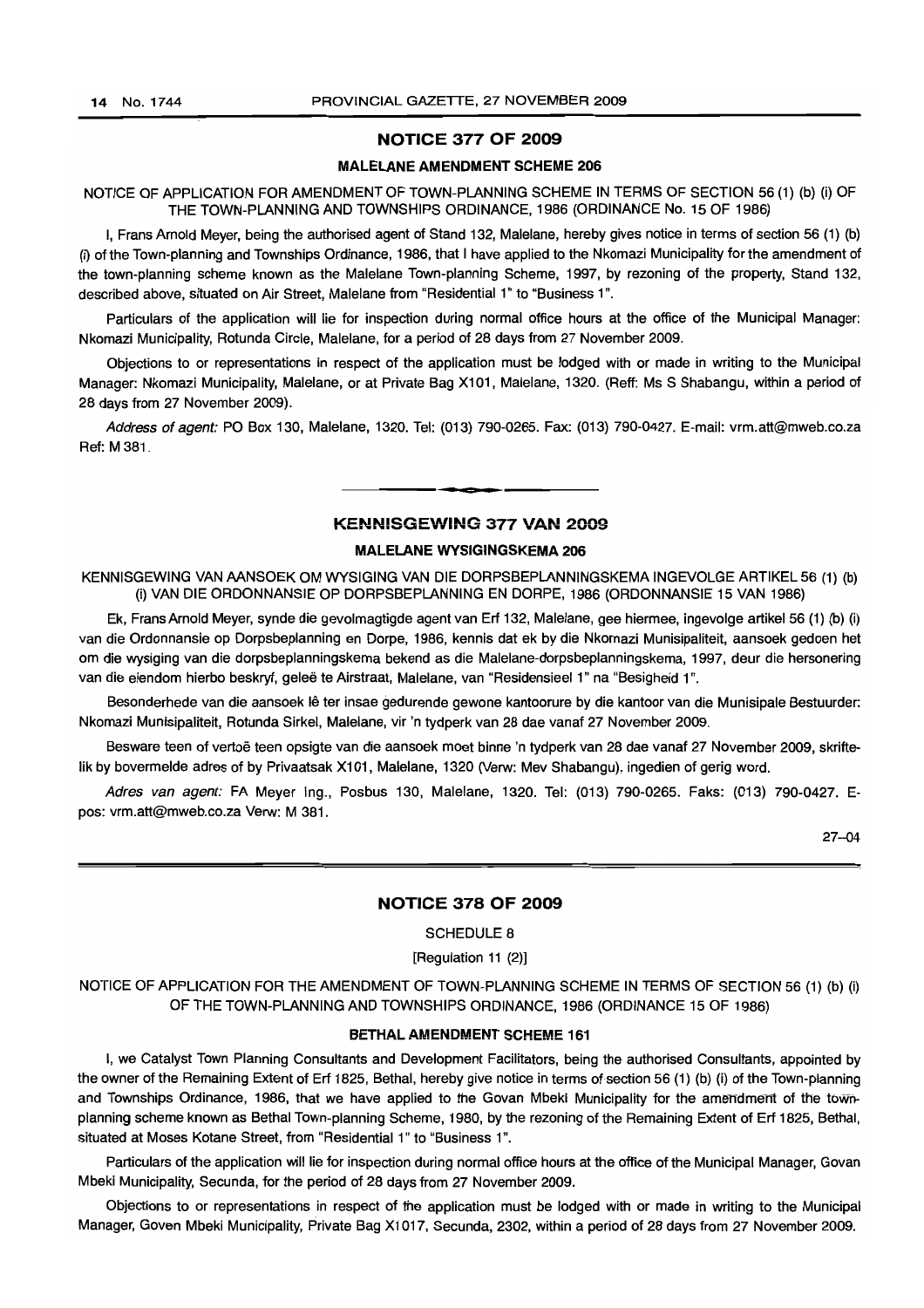## NOTICE 377 OF 2009

### MALELANE AMENDMENT SCHEME 206

NOTICE OF APPLICATION FOR AMENDMENT OF TOWN-PLANNING SCHEME IN TERMS OF SECTION 56 (1) (b) (i) OF THE TOWN-PLANNING AND TOWNSHIPS ORDINANCE, 1986 (ORDINANCE No. 15 OF 1986)

I, Frans Arnold Meyer, being the authorised agent of Stand 132, Malelane, hereby gives notice in terms of section 56 (1) (b) (i) of the Town-planning and Townships Ordinance, 1986, that I have applied to the Nkomazi Municipality for the amendment of the town-planning scheme known as the Malelane Town-planning Scheme, 1997, by rezoning of the property, Stand 132, described above, situated on Air Street, Malelane from "Residential 1" to "Business 1".

Particulars of the application will lie for inspection during normal office hours at the office of the Municipal Manager: Nkomazi Municipality, Rotunda Circle, Malelane, for a period of 28 days from 27 November 2009.

Objections to or representations in respect of the application must be lodged with or made in writing to the Municipal Manager: Nkomazi Municipality, Malelane, or at Private Bag X101, Malelane, 1320. (Reff: Ms S Shabangu, within a period of 28 days from 27 November 2009).

*Address of agent:* PO Box 130, Malelane, 1320. Tel: (013) 790-0265. Fax: (013) 790-0427. E-mail: vrm.att@mweb.co.za Ref: M 381.

---

## KENNISGEWING 377 VAN 2009

### MALELANE WYSIGINGSKEMA 206

KENNISGEWING VAN AANSOEK OM WYSIGING VAN DIE DORPSBEPLANNINGSKEMA INGEVOLGE ARTIKEL 56 (1) (b) (i) VAN DIE ORDONNANSIE OP DORPSBEPLANNING EN DORPE, 1986 (ORDONNANSIE 15 VAN 1986)

Ek, Frans Arnold Meyer, synde die gevolmagtigde agent van Erf 132, Malelane, gee hiermee, ingevolge artikel 56 (1) (b) (i) van die Ordonnansie op Dorpsbeplanning en Dorpe, 1986, kennis dat ek by die Nkomazi Munisipaliteit, aansoek gedoen het om die wysiging van die dorpsbeplanningskema bekend as die Malelane-dorpsbeplanningskema, 1997, deur die hersonering van die eiendom hierbo beskryf, geleë te Airstraat, Malelane, van "Residensieel 1" na "Besigheid 1".

Besonderhede van die aansoek lê ter insae gedurende gewone kantoorure by die kantoor van die Munisipale Bestuurder: Nkomazi Munisipaliteit, Rotunda Sirkel, Malelane, vir 'n tydperk van 28 dae vanaf 27 November 2009.

Besware teen of vertoë teen opsigte van die aansoek moet binne 'n tydperk van 28 dae vanaf 27 November 2009, skriftelik by bovermelde adres of by Privaatsak X101, Malelane, 1320 (Verw: Mev Shabangu), ingedien of gerig word.

*Adres van agent:* FA Meyer Ing., Posbus 130, Malelane, 1320. Tel: (013) 790-0265. Faks: (013) 790-0427. E-pos: vrm.att@mweb.co.za Verw: M 381.

27–04

---

## NOTICE 378 OF 2009

SCHEDULE 8

[Regulation 11 (2)]

NOTICE OF APPLICATION FOR THE AMENDMENT OF TOWN-PLANNING SCHEME IN TERMS OF SECTION 56 (1) (b) (i) OF THE TOWN-PLANNING AND TOWNSHIPS ORDINANCE, 1986 (ORDINANCE 15 OF 1986)

### BETHAL AMENDMENT SCHEME 161

I, we Catalyst Town Planning Consultants and Development Facilitators, being the authorised Consultants, appointed by the owner of the Remaining Extent of Erf 1825, Bethal, hereby give notice in terms of section 56 (1) (b) (i) of the Town-planning and Townships Ordinance, 1986, that we have applied to the Govan Mbeki Municipality for the amendment of the town-planning scheme known as Bethal Town-planning Scheme, 1980, by the rezoning of the Remaining Extent of Erf 1825, Bethal, situated at Moses Kotane Street, from "Residential 1" to "Business 1".

Particulars of the application will lie for inspection during normal office hours at the office of the Municipal Manager, Govan Mbeki Municipality, Secunda, for the period of 28 days from 27 November 2009.

Objections to or representations in respect of the application must be lodged with or made in writing to the Municipal Manager, Goven Mbeki Municipality, Private Bag X1017, Secunda, 2302, within a period of 28 days from 27 November 2009.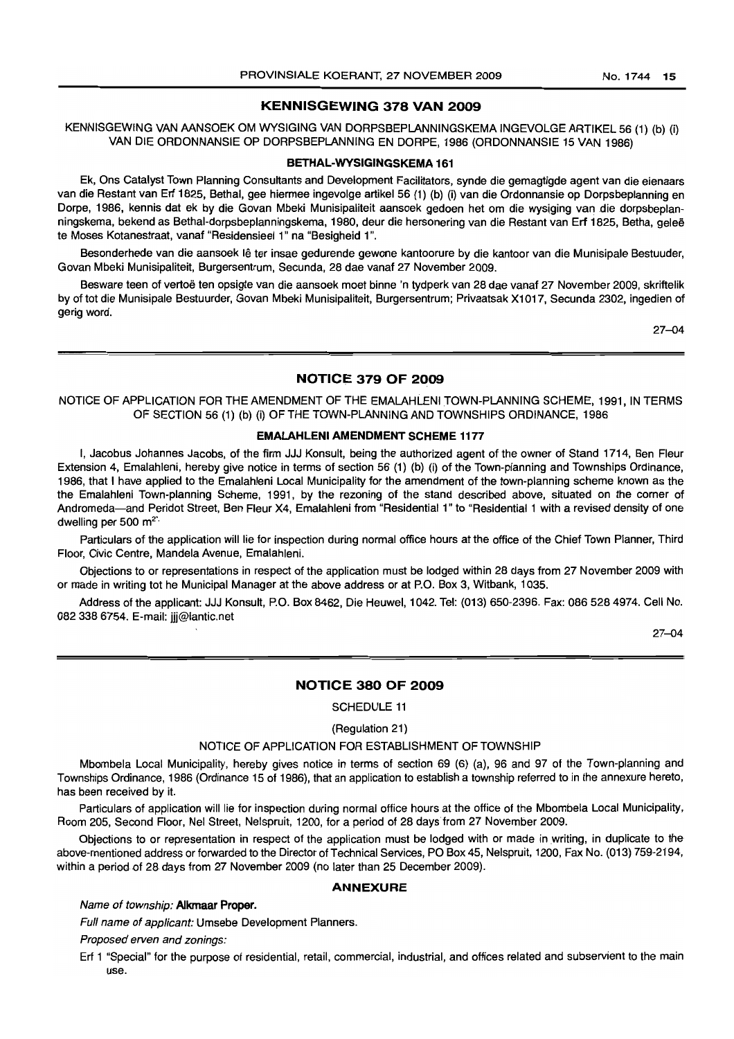## KENNISGEWING 378 VAN 2009

KENNISGEWING VAN AANSOEK OM WYSIGING VAN DORPSBEPLANNINGSKEMA INGEVOLGE ARTIKEL 56 (1) (b) (i) VAN DIE ORDONNANSIE OP DORPSBEPLANNING EN DORPE, 1986 (ORDONNANSIE 15 VAN 1986)

### BETHAL-WYSIGINGSKEMA 161

Ek, Ons Catalyst Town Planning Consultants and Development Facilitators, synde die gemagtigde agent van die eienaars van die Restant van Erf 1825, Bethal, gee hiermee ingevolge artikel 56 (1) (b) (i) van die Ordonnansie op Dorpsbeplanning en Dorpe, 1986, kennis dat ek by die Govan Mbeki Munisipaliteit aansoek gedoen het om die wysiging van die dorpsbeplanningskema, bekend as Bethal-dorpsbeplanningskema, 1980, deur die hersonering van die Restant van Erf 1825, Betha, geleë te Moses Kotanestraat, vanaf "Residensieel 1" na "Besigheid 1".

Besonderhede van die aansoek lê ter insae gedurende gewone kantoorure by die kantoor van die Munisipale Bestuuder, Govan Mbeki Munisipaliteit, Burgersentrum, Secunda, 28 dae vanaf 27 November 2009.

Besware teen of vertoë ten opsigte van die aansoek moet binne 'n tydperk van 28 dae vanaf 27 November 2009, skriftelik by of tot die Munisipale Bestuurder, Govan Mbeki Munisipaliteit, Burgersentrum; Privaatsak X1017, Secunda 2302, ingedien of gerig word.

27–04

## NOTICE 379 OF 2009

NOTICE OF APPLICATION FOR THE AMENDMENT OF THE EMALAHLENI TOWN-PLANNING SCHEME, 1991, IN TERMS OF SECTION 56 (1) (b) (i) OF THE TOWN-PLANNING AND TOWNSHIPS ORDINANCE, 1986

### EMALAHLENI AMENDMENT SCHEME 1177

I, Jacobus Johannes Jacobs, of the firm JJJ Konsult, being the authorized agent of the owner of Stand 1714, Ben Fleur Extension 4, Emalahleni, hereby give notice in terms of section 56 (1) (b) (i) of the Town-planning and Townships Ordinance, 1986, that I have applied to the Emalahleni Local Municipality for the amendment of the town-planning scheme known as the the Emalahleni Town-planning Scheme, 1991, by the rezoning of the stand described above, situated on the corner of Andromeda—and Peridot Street, Ben Fleur X4, Emalahleni from "Residential 1" to "Residential 1 with a revised density of one dwelling per 500 m$^2$".

Particulars of the application will lie for inspection during normal office hours at the office of the Chief Town Planner, Third Floor, Civic Centre, Mandela Avenue, Emalahleni.

Objections to or representations in respect of the application must be lodged within 28 days from 27 November 2009 with or made in writing tot he Municipal Manager at the above address or at P.O. Box 3, Witbank, 1035.

Address of the applicant: JJJ Konsult, P.O. Box 8462, Die Heuwel, 1042. Tel: (013) 650-2396. Fax: 086 528 4974. Cell No. 082 338 6754. E-mail: jjj@lantic.net

27–04

## NOTICE 380 OF 2009

SCHEDULE 11

(Regulation 21)

NOTICE OF APPLICATION FOR ESTABLISHMENT OF TOWNSHIP

Mbombela Local Municipality, hereby gives notice in terms of section 69 (6) (a), 96 and 97 of the Town-planning and Townships Ordinance, 1986 (Ordinance 15 of 1986), that an application to establish a township referred to in the annexure hereto, has been received by it.

Particulars of application will lie for inspection during normal office hours at the office of the Mbombela Local Municipality, Room 205, Second Floor, Nel Street, Nelspruit, 1200, for a period of 28 days from 27 November 2009.

Objections to or representation in respect of the application must be lodged with or made in writing, in duplicate to the above-mentioned address or forwarded to the Director of Technical Services, PO Box 45, Nelspruit, 1200, Fax No. (013) 759-2194, within a period of 28 days from 27 November 2009 (no later than 25 December 2009).

### ANNEXURE

*Name of township:* **Alkmaar Proper.**

*Full name of applicant:* Umsebe Development Planners.

*Proposed erven and zonings:*

Erf 1 "Special" for the purpose of residential, retail, commercial, industrial, and offices related and subservient to the main use.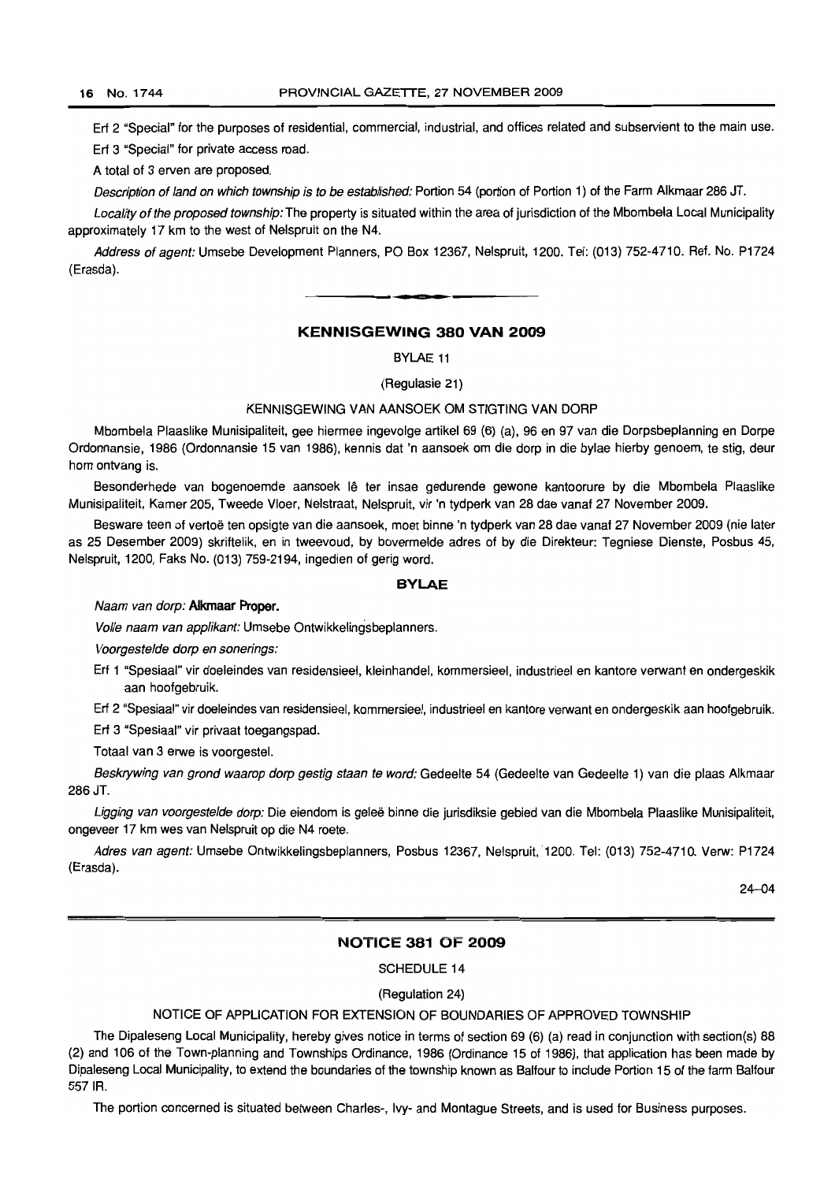Erf 2 "Special" for the purposes of residential, commercial, industrial, and offices related and subservient to the main use.

Erf 3 "Special" for private access road.

A total of 3 erven are proposed.

*Description of land on which township is to be established:* Portion 54 (portion of Portion 1) of the Farm Alkmaar 286 JT.

*Locality of the proposed township:* The property is situated within the area of jurisdiction of the Mbombela Local Municipality approximately 17 km to the west of Nelspruit on the N4.

*Address of agent:* Umsebe Development Planners, PO Box 12367, Nelspruit, 1200. Tel: (013) 752-4710. Ref. No. P1724 (Erasda).

---

## KENNISGEWING 380 VAN 2009

BYLAE 11

(Regulasie 21)

KENNISGEWING VAN AANSOEK OM STIGTING VAN DORP

Mbombela Plaaslike Munisipaliteit, gee hiermee ingevolge artikel 69 (6) (a), 96 en 97 van die Dorpsbeplanning en Dorpe Ordonnansie, 1986 (Ordonnansie 15 van 1986), kennis dat 'n aansoek om die dorp in die bylae hierby genoem, te stig, deur hom ontvang is.

Besonderhede van bogenoemde aansoek lê ter insae gedurende gewone kantoorure by die Mbombela Plaaslike Munisipaliteit, Kamer 205, Tweede Vloer, Nelstraat, Nelspruit, vir 'n tydperk van 28 dae vanaf 27 November 2009.

Besware teen of vertoë ten opsigte van die aansoek, moet binne 'n tydperk van 28 dae vanaf 27 November 2009 (nie later as 25 Desember 2009) skriftelik, en in tweevoud, by bovermelde adres of by die Direkteur: Tegniese Dienste, Posbus 45, Nelspruit, 1200, Faks No. (013) 759-2194, ingedien of gerig word.

### BYLAE

*Naam van dorp:* **Alkmaar Proper.**

*Volle naam van applikant:* Umsebe Ontwikkelingsbeplanners.

*Voorgestelde dorp en sonerings:*

Erf 1 "Spesiaal" vir doeleindes van residensieel, kleinhandel, kommersieel, industrieel en kantore verwant en ondergeskik aan hoofgebruik.

Erf 2 "Spesiaal" vir doeleindes van residensieel, kommersieel, industrieel en kantore verwant en ondergeskik aan hoofgebruik.

Erf 3 "Spesiaal" vir privaat toegangspad.

Totaal van 3 erwe is voorgestel.

*Beskrywing van grond waarop dorp gestig staan te word:* Gedeelte 54 (Gedeelte van Gedeelte 1) van die plaas Alkmaar 286 JT.

*Ligging van voorgestelde dorp:* Die eiendom is geleë binne die jurisdiksie gebied van die Mbombela Plaaslike Munisipaliteit, ongeveer 17 km wes van Nelspruit op die N4 roete.

*Adres van agent:* Umsebe Ontwikkelingsbeplanners, Posbus 12367, Nelspruit, 1200. Tel: (013) 752-4710. Verw: P1724 (Erasda).

24–04

---

## NOTICE 381 OF 2009

SCHEDULE 14

(Regulation 24)

NOTICE OF APPLICATION FOR EXTENSION OF BOUNDARIES OF APPROVED TOWNSHIP

The Dipaleseng Local Municipality, hereby gives notice in terms of section 69 (6) (a) read in conjunction with section(s) 88 (2) and 106 of the Town-planning and Townships Ordinance, 1986 (Ordinance 15 of 1986), that application has been made by Dipaleseng Local Municipality, to extend the boundaries of the township known as Balfour to include Portion 15 of the farm Balfour 557 IR.

The portion concerned is situated between Charles-, Ivy- and Montague Streets, and is used for Business purposes.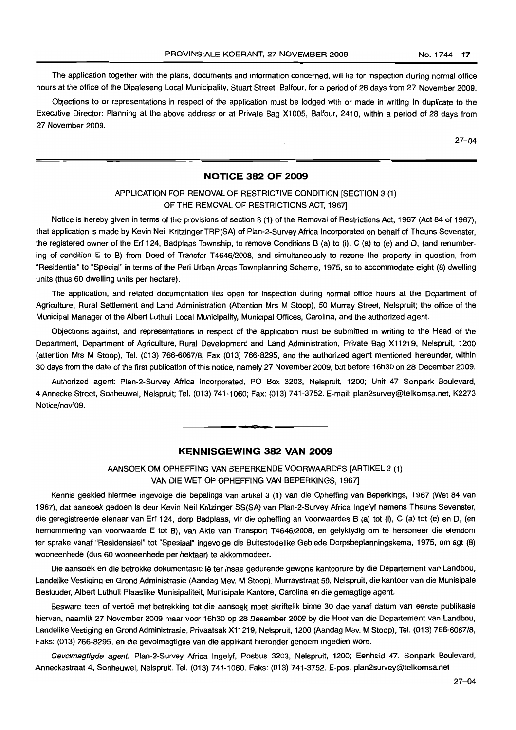The application together with the plans, documents and information concerned, will lie for inspection during normal office hours at the office of the Dipaleseng Local Municipality, Stuart Street, Balfour, for a period of 28 days from 27 November 2009.

Objections to or representations in respect of the application must be lodged with or made in writing in duplicate to the Executive Director: Planning at the above address or at Private Bag X1005, Balfour, 2410, within a period of 28 days from 27 November 2009.

27–04

## NOTICE 382 OF 2009

### APPLICATION FOR REMOVAL OF RESTRICTIVE CONDITION [SECTION 3 (1) OF THE REMOVAL OF RESTRICTIONS ACT, 1967]

Notice is hereby given in terms of the provisions of section 3 (1) of the Removal of Restrictions Act, 1967 (Act 84 of 1967), that application is made by Kevin Neil Kritzinger TRP(SA) of Plan-2-Survey Africa Incorporated on behalf of Theuns Sevenster, the registered owner of the Erf 124, Badplaas Township, to remove Conditions B (a) to (i), C (a) to (e) and D, (and renumbering of condition E to B) from Deed of Transfer T4646/2008, and simultaneously to rezone the property in question, from "Residential" to "Special" in terms of the Peri Urban Areas Townplanning Scheme, 1975, so to accommodate eight (8) dwelling units (thus 60 dwelling units per hectare).

The application, and related documentation lies open for inspection during normal office hours at the Department of Agriculture, Rural Settlement and Land Administration (Attention Mrs M Stoop), 50 Murray Street, Nelspruit; the office of the Municipal Manager of the Albert Luthuli Local Municipality, Municipal Offices, Carolina, and the authorized agent.

Objections against, and representations in respect of the application must be submitted in writing to the Head of the Department, Department of Agriculture, Rural Development and Land Administration, Private Bag X11219, Nelspruit, 1200 (attention Mrs M Stoop), Tel. (013) 766-6067/8, Fax (013) 766-8295, and the authorized agent mentioned hereunder, within 30 days from the date of the first publication of this notice, namely 27 November 2009, but before 16h30 on 28 December 2009.

Authorized agent: Plan-2-Survey Africa Incorporated, PO Box 3203, Nelspruit, 1200; Unit 47 Sonpark Boulevard, 4 Annecke Street, Sonheuwel, Nelspruit; Tel. (013) 741-1060; Fax: (013) 741-3752. E-mail: plan2survey@telkomsa.net, K2273 Notice/nov'09.

## KENNISGEWING 382 VAN 2009

### AANSOEK OM OPHEFFING VAN BEPERKENDE VOORWAARDES [ARTIKEL 3 (1) VAN DIE WET OP OPHEFFING VAN BEPERKINGS, 1967]

Kennis geskied hiermee ingevolge die bepalings van artikel 3 (1) van die Opheffing van Beperkings, 1967 (Wet 84 van 1967), dat aansoek gedoen is deur Kevin Neil Kritzinger SS(SA) van Plan-2-Survey Africa Ingelyf namens Theuns Sevenster, die geregistreerde eienaar van Erf 124, dorp Badplaas, vir die opheffing an Voorwaardes B (a) tot (i), C (a) tot (e) en D, (en hernommering van voorwaarde E tot B), van Akte van Transport T4646/2008, en gelyktydig om te hersoneer die eiendom ter sprake vanaf "Residensieel" tot "Spesiaal" ingevolge die Buitestedelike Gebiede Dorpsbeplanningskema, 1975, om agt (8) wooneenhede (dus 60 wooneenhede per hektaar) te akkommodeer.

Die aansoek en die betrokke dokumentasie lê ter insae gedurende gewone kantoorure by die Departement van Landbou, Landelike Vestiging en Grond Administrasie (Aandag Mev. M Stoop), Murraystraat 50, Nelspruit, die kantoor van die Munisipale Bestuuder, Albert Luthuli Plaaslike Munisipaliteit, Munisipale Kantore, Carolina en die gemagtige agent.

Besware teen of vertoë met betrekking tot die aansoek moet skriftelik binne 30 dae vanaf datum van eerste publikasie hiervan, naamlik 27 November 2009 maar voor 16h30 op 28 Desember 2009 by die Hoof van die Departement van Landbou, Landelike Vestiging en Grond Administrasie, Privaatsak X11219, Nelspruit, 1200 (Aandag Mev. M Stoop), Tel. (013) 766-6067/8, Faks: (013) 766-8295, en die gevolmagtigde van die applikant hieronder genoem ingedien word.

*Gevolmagtigde agent:* Plan-2-Survey Africa Ingelyf, Posbus 3203, Nelspruit, 1200; Eenheid 47, Sonpark Boulevard, Anneckestraat 4, Sonheuwel, Nelspruit. Tel. (013) 741-1060. Faks: (013) 741-3752. E-pos: plan2survey@telkomsa.net

27–04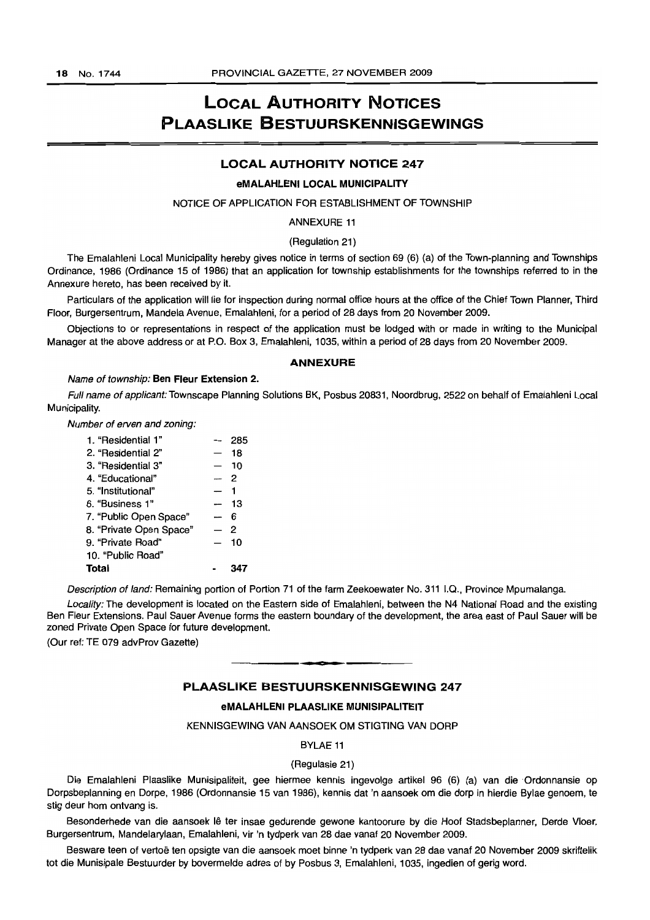# LOCAL AUTHORITY NOTICES
# PLAASLIKE BESTUURSKENNISGEWINGS

## LOCAL AUTHORITY NOTICE 247

### eMALAHLENI LOCAL MUNICIPALITY

NOTICE OF APPLICATION FOR ESTABLISHMENT OF TOWNSHIP

ANNEXURE 11

(Regulation 21)

The Emalahleni Local Municipality hereby gives notice in terms of section 69 (6) (a) of the Town-planning and Townships Ordinance, 1986 (Ordinance 15 of 1986) that an application for township establishments for the townships referred to in the Annexure hereto, has been received by it.

Particulars of the application will lie for inspection during normal office hours at the office of the Chief Town Planner, Third Floor, Burgersentrum, Mandela Avenue, Emalahleni, for a period of 28 days from 20 November 2009.

Objections to or representations in respect of the application must be lodged with or made in writing to the Municipal Manager at the above address or at P.O. Box 3, Emalahleni, 1035, within a period of 28 days from 20 November 2009.

### ANNEXURE

*Name of township:* **Ben Fleur Extension 2.**

*Full name of applicant:* Townscape Planning Solutions BK, Posbus 20831, Noordbrug, 2522 on behalf of Emalahleni Local Municipality.

*Number of erven and zoning:*

| | | |
|---|---|---|
| 1. "Residential 1" | – | 285 |
| 2. "Residential 2" | – | 18 |
| 3. "Residential 3" | – | 10 |
| 4. "Educational" | – | 2 |
| 5. "Institutional" | – | 1 |
| 6. "Business 1" | – | 13 |
| 7. "Public Open Space" | – | 6 |
| 8. "Private Open Space" | – | 2 |
| 9. "Private Road" | – | 10 |
| 10. "Public Road" | | |
| **Total** | - | **347** |

*Description of land:* Remaining portion of Portion 71 of the farm Zeekoewater No. 311 I.Q., Province Mpumalanga.

*Locality:* The development is located on the Eastern side of Emalahleni, between the N4 National Road and the existing Ben Fleur Extensions. Paul Sauer Avenue forms the eastern boundary of the development, the area east of Paul Sauer will be zoned Private Open Space for future development.

(Our ref: TE 079 advProv Gazette)

## PLAASLIKE BESTUURSKENNISGEWING 247

### eMALAHLENI PLAASLIKE MUNISIPALITEIT

KENNISGEWING VAN AANSOEK OM STIGTING VAN DORP

BYLAE 11

(Regulasie 21)

Die Emalahleni Plaaslike Munisipaliteit, gee hiermee kennis ingevolge artikel 96 (6) (a) van die Ordonnansie op Dorpsbeplanning en Dorpe, 1986 (Ordonnansie 15 van 1986), kennis dat 'n aansoek om die dorp in hierdie Bylae genoem, te stig deur hom ontvang is.

Besonderhede van die aansoek lê ter insae gedurende gewone kantoorure by die Hoof Stadsbeplanner, Derde Vloer, Burgersentrum, Mandelarylaan, Emalahleni, vir 'n tydperk van 28 dae vanaf 20 November 2009.

Besware teen of vertoë ten opsigte van die aansoek moet binne 'n tydperk van 28 dae vanaf 20 November 2009 skriftelik tot die Munisipale Bestuurder by bovermelde adres of by Posbus 3, Emalahleni, 1035, ingedien of gerig word.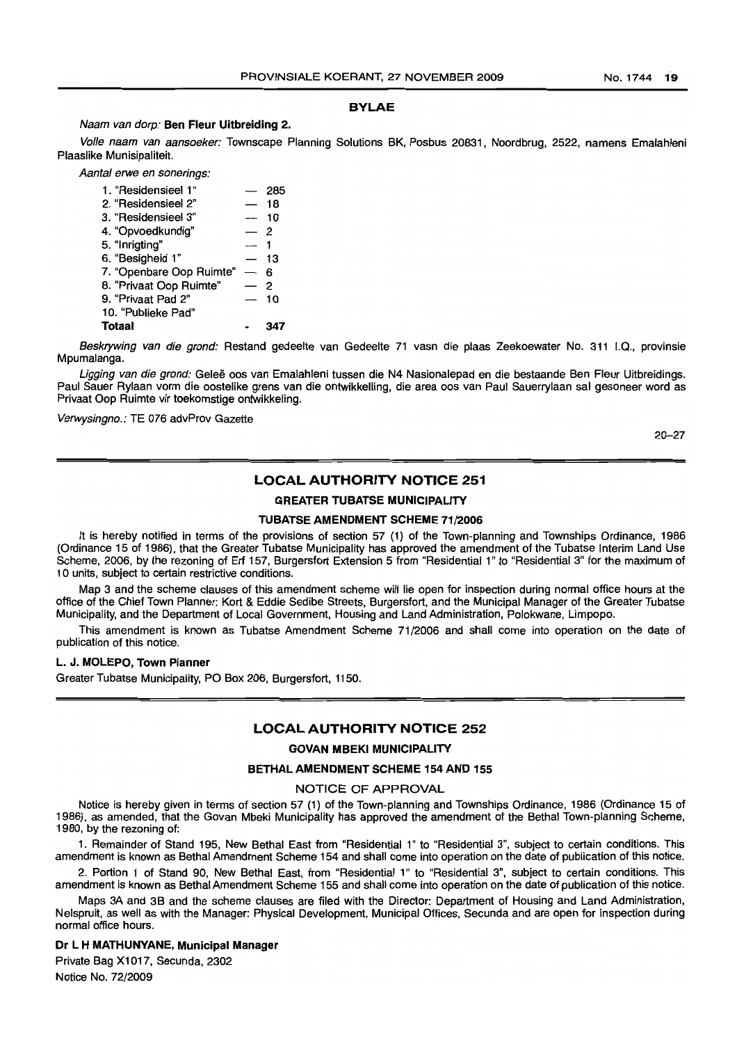## BYLAE

*Naam van dorp:* **Ben Fleur Uitbreiding 2.**

*Volle naam van aansoeker:* Townscape Planning Solutions BK, Posbus 20831, Noordbrug, 2522, namens Emalahleni Plaaslike Munisipaliteit.

*Aantal erwe en sonerings:*

| | | |
|---|---|---|
| 1. "Residensieel 1" | — | 285 |
| 2. "Residensieel 2" | — | 18 |
| 3. "Residensieel 3" | — | 10 |
| 4. "Opvoedkundig" | — | 2 |
| 5. "Inrigting" | — | 1 |
| 6. "Besigheid 1" | — | 13 |
| 7. "Openbare Oop Ruimte" | — | 6 |
| 8. "Privaat Oop Ruimte" | — | 2 |
| 9. "Privaat Pad 2" | — | 10 |
| 10. "Publieke Pad" | | |
| **Totaal** | - | **347** |

*Beskrywing van die grond:* Restand gedeelte van Gedeelte 71 vasn die plaas Zeekoewater No. 311 I.Q., provinsie Mpumalanga.

*Ligging van die grond:* Geleë oos van Emalahleni tussen die N4 Nasionalepad en die bestaande Ben Fleur Uitbreidings. Paul Sauer Rylaan vorm die oostelike grens van die ontwikkelling, die area oos van Paul Sauerrylaan sal gesoneer word as Privaat Oop Ruimte vir toekomstige ontwikkeling.

*Verwysingno.:* TE 076 advProv Gazette

20–27

## LOCAL AUTHORITY NOTICE 251

### GREATER TUBATSE MUNICIPALITY

### TUBATSE AMENDMENT SCHEME 71/2006

It is hereby notified in terms of the provisions of section 57 (1) of the Town-planning and Townships Ordinance, 1986 (Ordinance 15 of 1986), that the Greater Tubatse Municipality has approved the amendment of the Tubatse Interim Land Use Scheme, 2006, by the rezoning of Erf 157, Burgersfort Extension 5 from "Residential 1" to "Residential 3" for the maximum of 10 units, subject to certain restrictive conditions.

Map 3 and the scheme clauses of this amendment scheme will lie open for inspection during normal office hours at the office of the Chief Town Planner: Kort & Eddie Sedibe Streets, Burgersfort, and the Municipal Manager of the Greater Tubatse Municipality, and the Department of Local Government, Housing and Land Administration, Polokwane, Limpopo.

This amendment is known as Tubatse Amendment Scheme 71/2006 and shall come into operation on the date of publication of this notice.

**L. J. MOLEPO, Town Planner**

Greater Tubatse Municipality, PO Box 206, Burgersfort, 1150.

## LOCAL AUTHORITY NOTICE 252

### GOVAN MBEKI MUNICIPALITY

### BETHAL AMENDMENT SCHEME 154 AND 155

NOTICE OF APPROVAL

Notice is hereby given in terms of section 57 (1) of the Town-planning and Townships Ordinance, 1986 (Ordinance 15 of 1986), as amended, that the Govan Mbeki Municipality has approved the amendment of the Bethal Town-planning Scheme, 1980, by the rezoning of:

1. Remainder of Stand 195, New Bethal East from "Residential 1" to "Residential 3", subject to certain conditions. This amendment is known as Bethal Amendment Scheme 154 and shall come into operation on the date of publication of this notice.

2. Portion 1 of Stand 90, New Bethal East, from "Residential 1" to "Residential 3", subject to certain conditions. This amendment is known as Bethal Amendment Scheme 155 and shall come into operation on the date of publication of this notice.

Maps 3A and 3B and the scheme clauses are filed with the Director: Department of Housing and Land Administration, Nelspruit, as well as with the Manager: Physical Development, Municipal Offices, Secunda and are open for inspection during normal office hours.

**Dr L H MATHUNYANE, Municipal Manager**

Private Bag X1017, Secunda, 2302

Notice No. 72/2009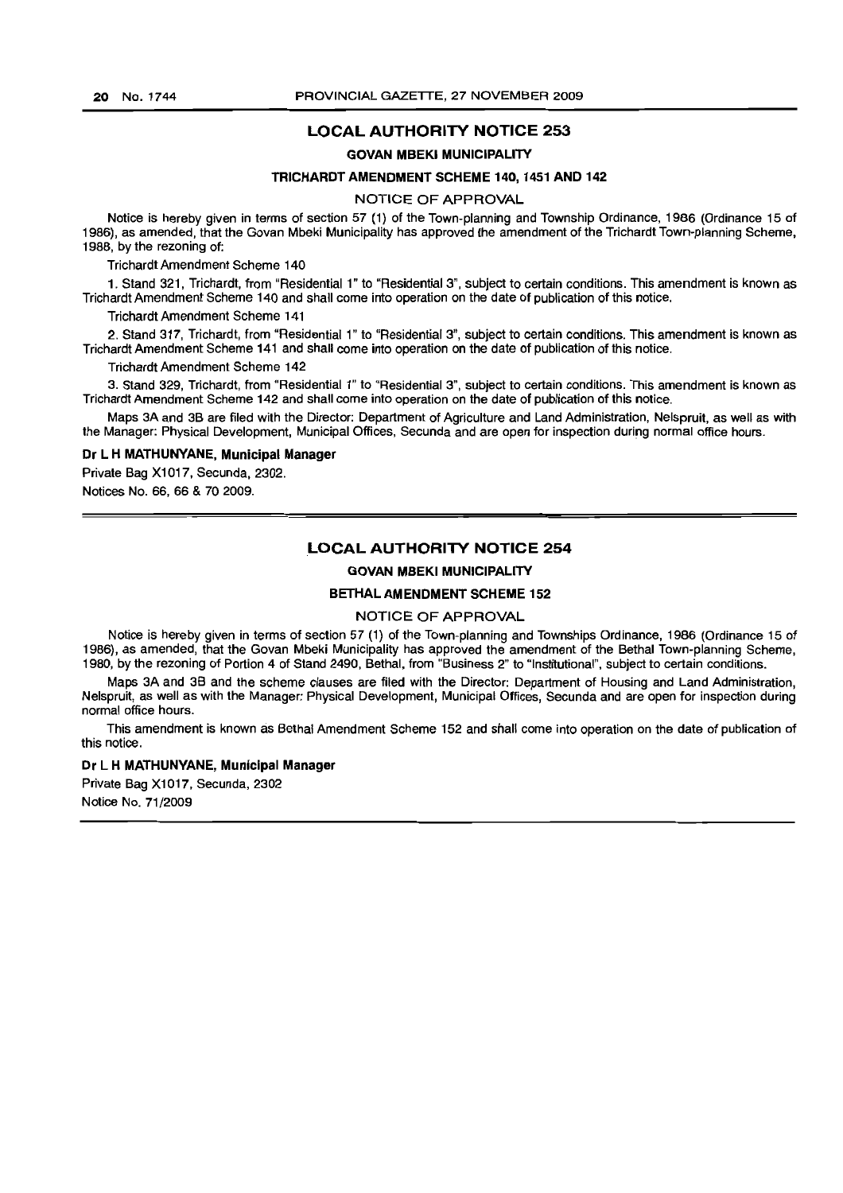## LOCAL AUTHORITY NOTICE 253

### GOVAN MBEKI MUNICIPALITY

### TRICHARDT AMENDMENT SCHEME 140, 1451 AND 142

NOTICE OF APPROVAL

Notice is hereby given in terms of section 57 (1) of the Town-planning and Township Ordinance, 1986 (Ordinance 15 of 1986), as amended, that the Govan Mbeki Municipality has approved the amendment of the Trichardt Town-planning Scheme, 1988, by the rezoning of:

Trichardt Amendment Scheme 140

1. Stand 321, Trichardt, from "Residential 1" to "Residential 3", subject to certain conditions. This amendment is known as Trichardt Amendment Scheme 140 and shall come into operation on the date of publication of this notice.

Trichardt Amendment Scheme 141

2. Stand 317, Trichardt, from "Residential 1" to "Residential 3", subject to certain conditions. This amendment is known as Trichardt Amendment Scheme 141 and shall come into operation on the date of publication of this notice.

Trichardt Amendment Scheme 142

3. Stand 329, Trichardt, from "Residential 1" to "Residential 3", subject to certain conditions. This amendment is known as Trichardt Amendment Scheme 142 and shall come into operation on the date of publication of this notice.

Maps 3A and 3B are filed with the Director: Department of Agriculture and Land Administration, Nelspruit, as well as with the Manager: Physical Development, Municipal Offices, Secunda and are open for inspection during normal office hours.

**Dr L H MATHUNYANE, Municipal Manager**

Private Bag X1017, Secunda, 2302.

Notices No. 66, 66 & 70 2009.

## LOCAL AUTHORITY NOTICE 254

### GOVAN MBEKI MUNICIPALITY

### BETHAL AMENDMENT SCHEME 152

NOTICE OF APPROVAL

Notice is hereby given in terms of section 57 (1) of the Town-planning and Townships Ordinance, 1986 (Ordinance 15 of 1986), as amended, that the Govan Mbeki Municipality has approved the amendment of the Bethal Town-planning Scheme, 1980, by the rezoning of Portion 4 of Stand 2490, Bethal, from "Business 2" to "Institutional", subject to certain conditions.

Maps 3A and 3B and the scheme clauses are filed with the Director: Department of Housing and Land Administration, Nelspruit, as well as with the Manager: Physical Development, Municipal Offices, Secunda and are open for inspection during normal office hours.

This amendment is known as Bethal Amendment Scheme 152 and shall come into operation on the date of publication of this notice.

**Dr L H MATHUNYANE, Municipal Manager**

Private Bag X1017, Secunda, 2302

Notice No. 71/2009